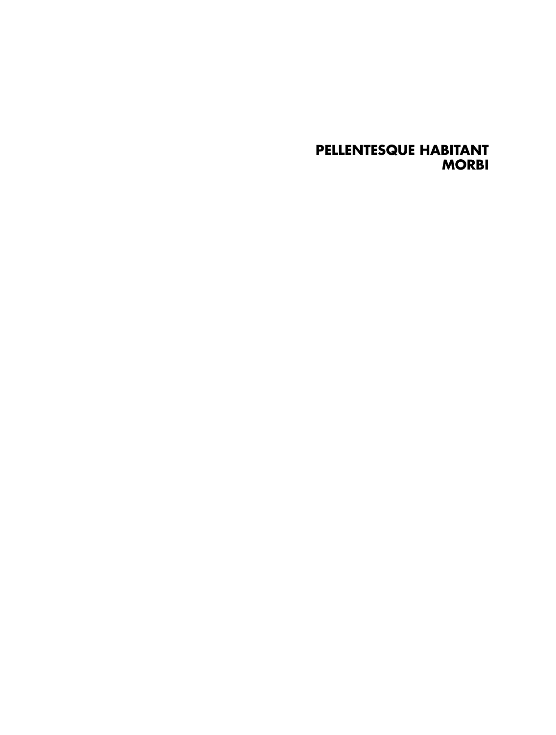# PELLENTESQUE HABITANT MORBI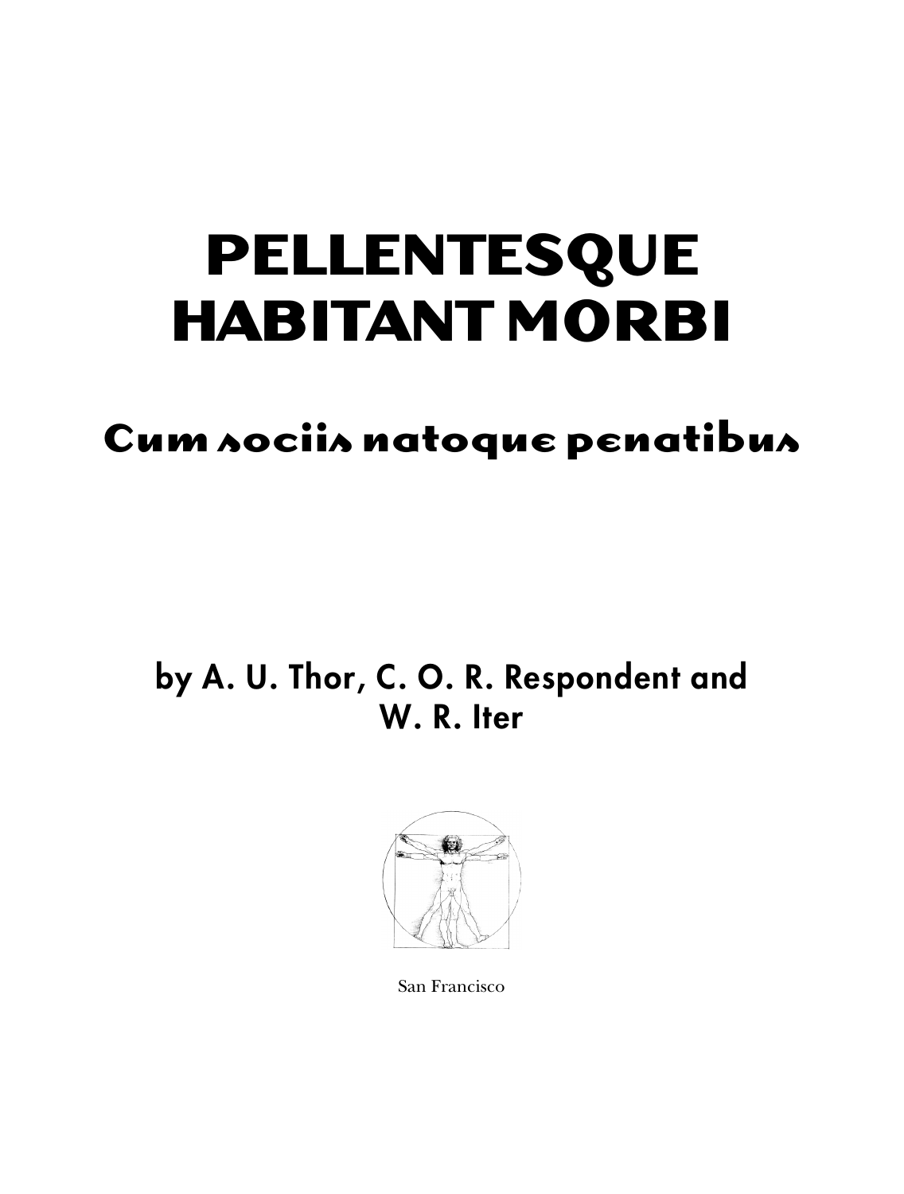# PELLENTESQUE HABITANT M0RBI

## Cum sociis natoque penatibus

by A. U. Thor, C. O. R. Respondent and W. R. Iter

San Francisco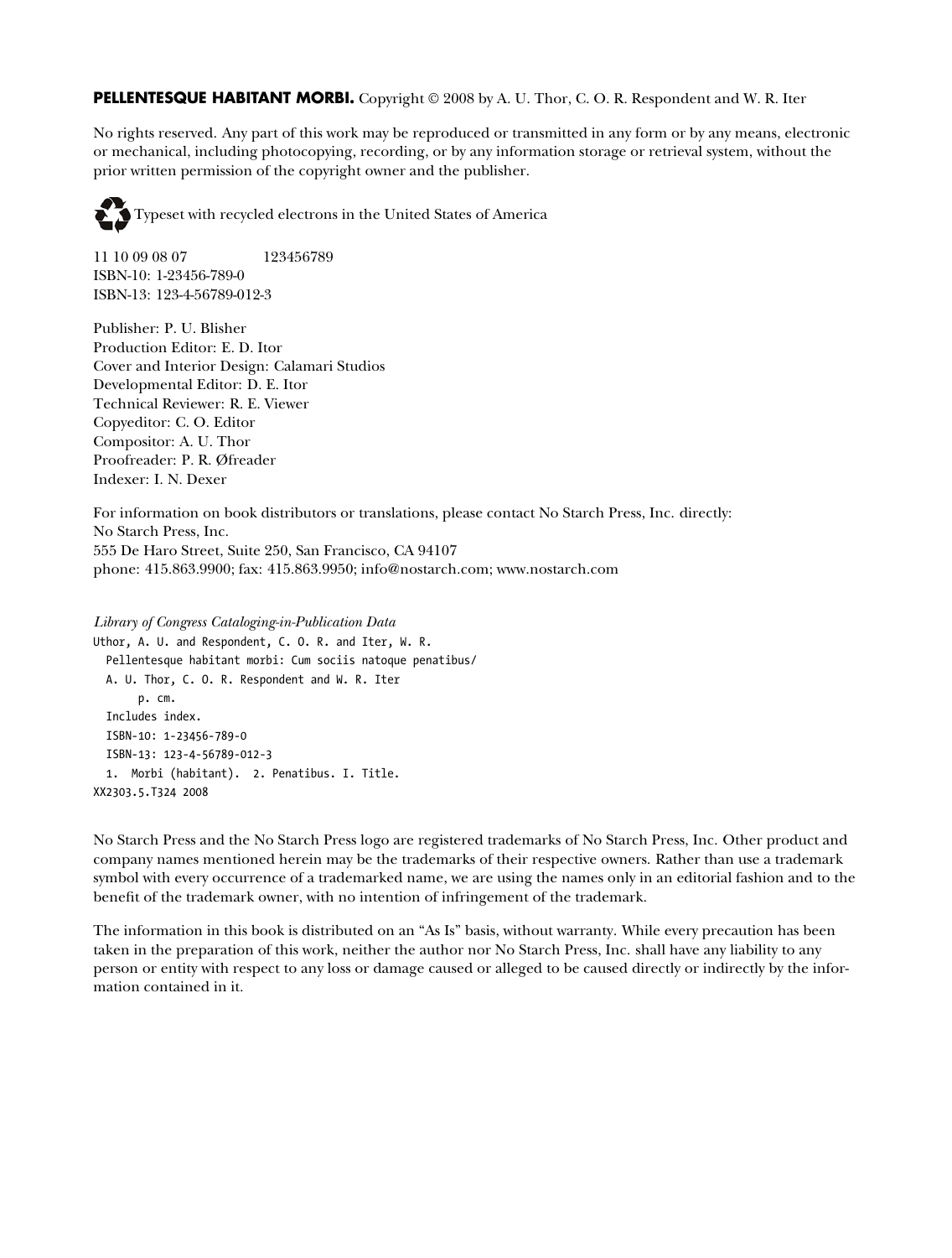**PELLENTESQUE HABITANT MORBI.** Copyright © 2008 by A. U. Thor, C. O. R. Respondent and W. R. Iter

No rights reserved. Any part of this work may be reproduced or transmitted in any form or by any means, electronic or mechanical, including photocopying, recording, or by any information storage or retrieval system, without the prior written permission of the copyright owner and the publisher.

Typeset with recycled electrons in the United States of America

11 10 09 08 07 123456789
ISBN-10: 1-23456-789-0
ISBN-13: 123-4-56789-012-3

Publisher: P. U. Blisher
Production Editor: E. D. Itor
Cover and Interior Design: Calamari Studios
Developmental Editor: D. E. Itor
Technical Reviewer: R. E. Viewer
Copyeditor: C. O. Editor
Compositor: A. U. Thor
Proofreader: P. R. Øfreader
Indexer: I. N. Dexer

For information on book distributors or translations, please contact No Starch Press, Inc. directly:
No Starch Press, Inc.
555 De Haro Street, Suite 250, San Francisco, CA 94107
phone: 415.863.9900; fax: 415.863.9950; info@nostarch.com; www.nostarch.com

*Library of Congress Cataloging-in-Publication Data*

```
Uthor, A. U. and Respondent, C. O. R. and Iter, W. R.
  Pellentesque habitant morbi: Cum sociis natoque penatibus/
  A. U. Thor, C. O. R. Respondent and W. R. Iter
      p. cm.
  Includes index.
  ISBN-10: 1-23456-789-0
  ISBN-13: 123-4-56789-012-3
  1.  Morbi (habitant).  2. Penatibus. I. Title.
XX2303.5.T324 2008
```

No Starch Press and the No Starch Press logo are registered trademarks of No Starch Press, Inc. Other product and company names mentioned herein may be the trademarks of their respective owners. Rather than use a trademark symbol with every occurrence of a trademarked name, we are using the names only in an editorial fashion and to the benefit of the trademark owner, with no intention of infringement of the trademark.

The information in this book is distributed on an "As Is" basis, without warranty. While every precaution has been taken in the preparation of this work, neither the author nor No Starch Press, Inc. shall have any liability to any person or entity with respect to any loss or damage caused or alleged to be caused directly or indirectly by the information contained in it.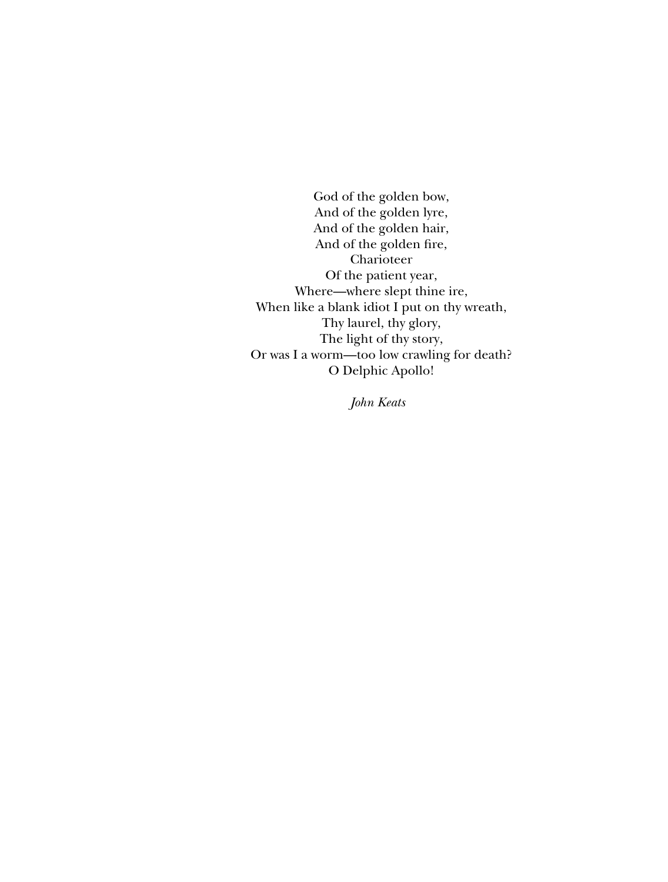God of the golden bow,  
And of the golden lyre,  
And of the golden hair,  
And of the golden fire,  
Charioteer  
Of the patient year,  
Where—where slept thine ire,  
When like a blank idiot I put on thy wreath,  
Thy laurel, thy glory,  
The light of thy story,  
Or was I a worm—too low crawling for death?  
O Delphic Apollo!

*John Keats*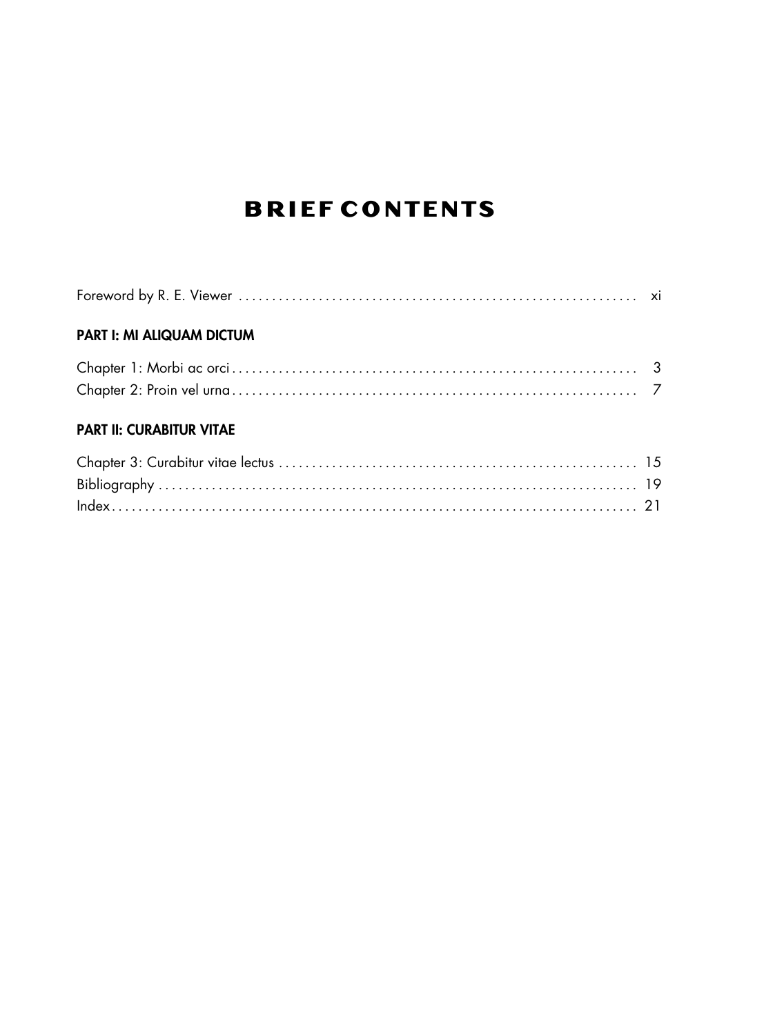# BRIEF CONTENTS

Foreword by R. E. Viewer ........ xi

**PART I: MI ALIQUAM DICTUM**

Chapter 1: Morbi ac orci ........ 3
Chapter 2: Proin vel urna ........ 7

**PART II: CURABITUR VITAE**

Chapter 3: Curabitur vitae lectus ........ 15
Bibliography ........ 19
Index ........ 21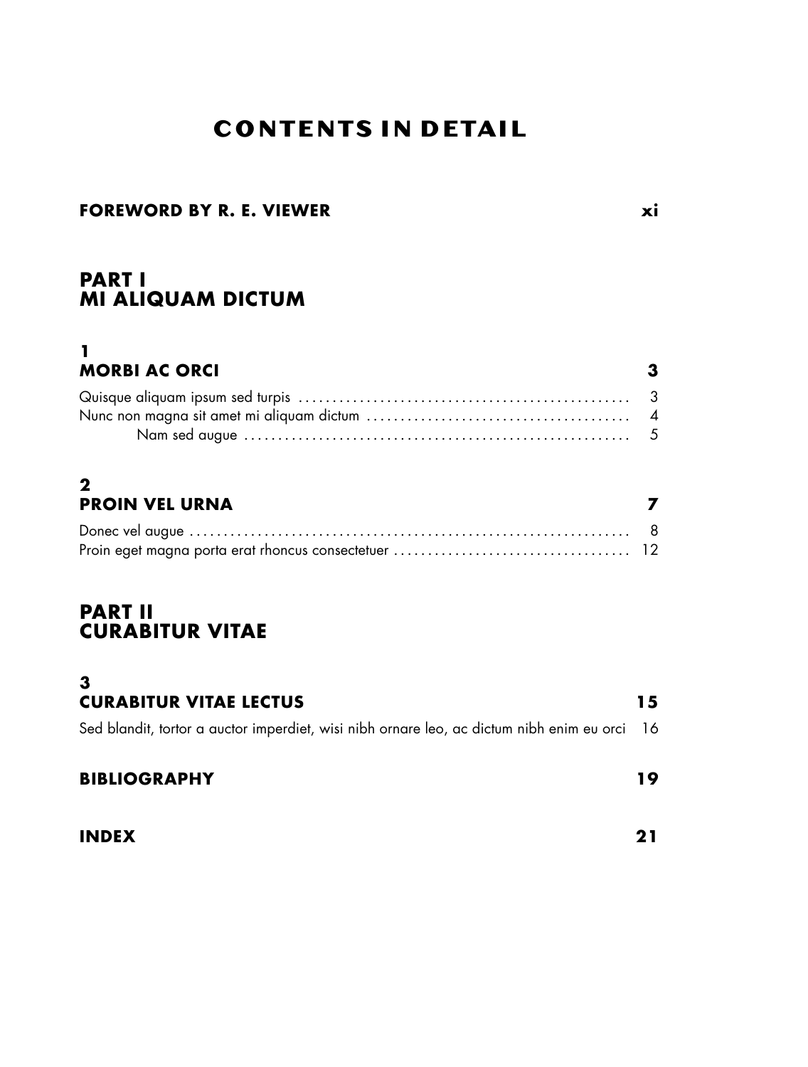# CONTENTS IN DETAIL

**FOREWORD BY R. E. VIEWER** **xi**

## PART I
## MI ALIQUAM DICTUM

### 1
### MORBI AC ORCI **3**

Quisque aliquam ipsum sed turpis . . . . . . . . . . . . . . . . . . . . . . . . . . . . . . . . . . . . . . . . . . . . . . 3

Nunc non magna sit amet mi aliquam dictum . . . . . . . . . . . . . . . . . . . . . . . . . . . . . . . . . . . . . 4

    Nam sed augue . . . . . . . . . . . . . . . . . . . . . . . . . . . . . . . . . . . . . . . . . . . . . . . . . . . . . 5

### 2
### PROIN VEL URNA **7**

Donec vel augue . . . . . . . . . . . . . . . . . . . . . . . . . . . . . . . . . . . . . . . . . . . . . . . . . . . . . . . . . . . 8

Proin eget magna porta erat rhoncus consectetuer . . . . . . . . . . . . . . . . . . . . . . . . . . . . . . . . . 12

## PART II
## CURABITUR VITAE

### 3
### CURABITUR VITAE LECTUS **15**

Sed blandit, tortor a auctor imperdiet, wisi nibh ornare leo, ac dictum nibh enim eu orci 16

**BIBLIOGRAPHY** **19**

**INDEX** **21**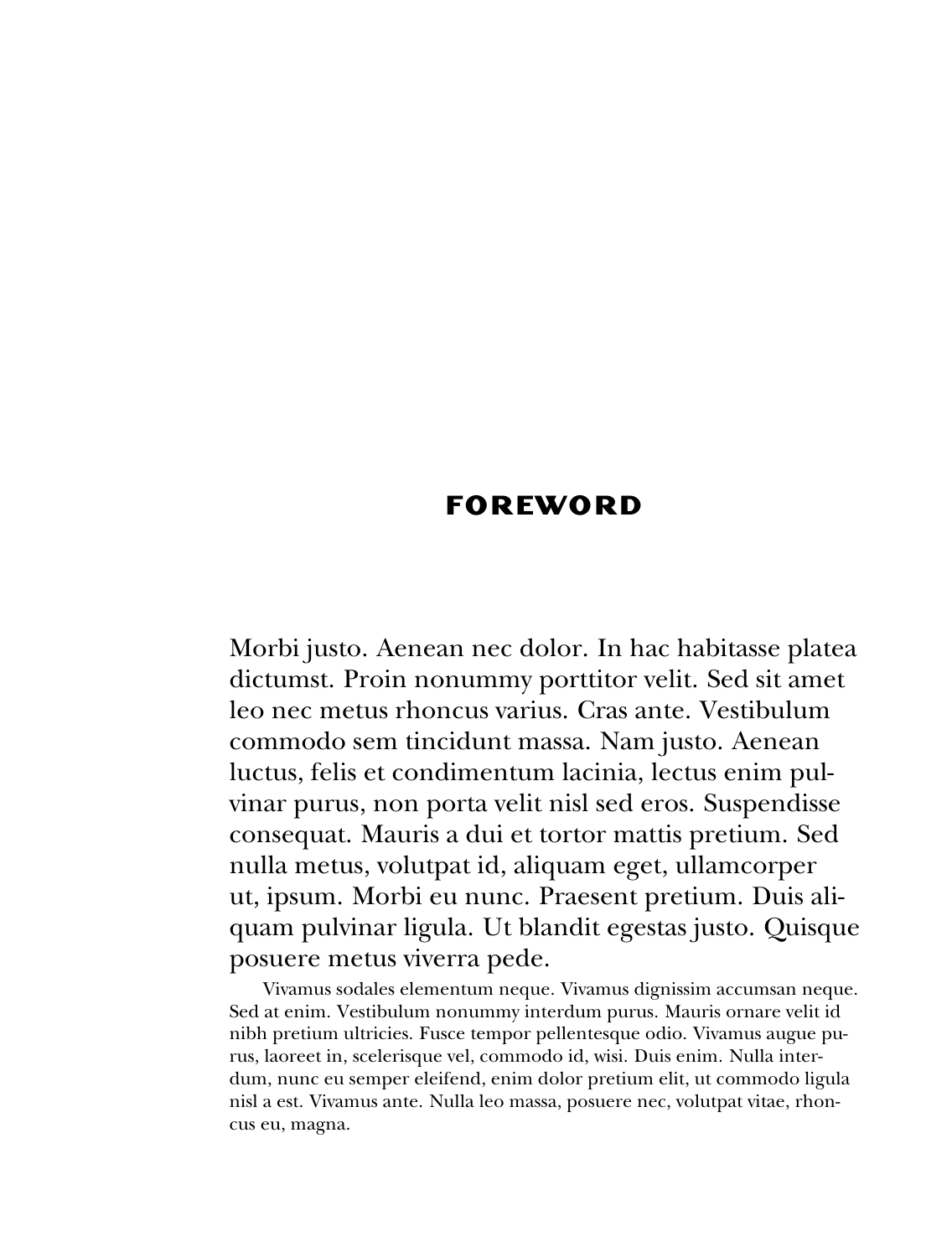# FOREWORD

Morbi justo. Aenean nec dolor. In hac habitasse platea dictumst. Proin nonummy porttitor velit. Sed sit amet leo nec metus rhoncus varius. Cras ante. Vestibulum commodo sem tincidunt massa. Nam justo. Aenean luctus, felis et condimentum lacinia, lectus enim pulvinar purus, non porta velit nisl sed eros. Suspendisse consequat. Mauris a dui et tortor mattis pretium. Sed nulla metus, volutpat id, aliquam eget, ullamcorper ut, ipsum. Morbi eu nunc. Praesent pretium. Duis aliquam pulvinar ligula. Ut blandit egestas justo. Quisque posuere metus viverra pede.

Vivamus sodales elementum neque. Vivamus dignissim accumsan neque. Sed at enim. Vestibulum nonummy interdum purus. Mauris ornare velit id nibh pretium ultricies. Fusce tempor pellentesque odio. Vivamus augue purus, laoreet in, scelerisque vel, commodo id, wisi. Duis enim. Nulla interdum, nunc eu semper eleifend, enim dolor pretium elit, ut commodo ligula nisl a est. Vivamus ante. Nulla leo massa, posuere nec, volutpat vitae, rhoncus eu, magna.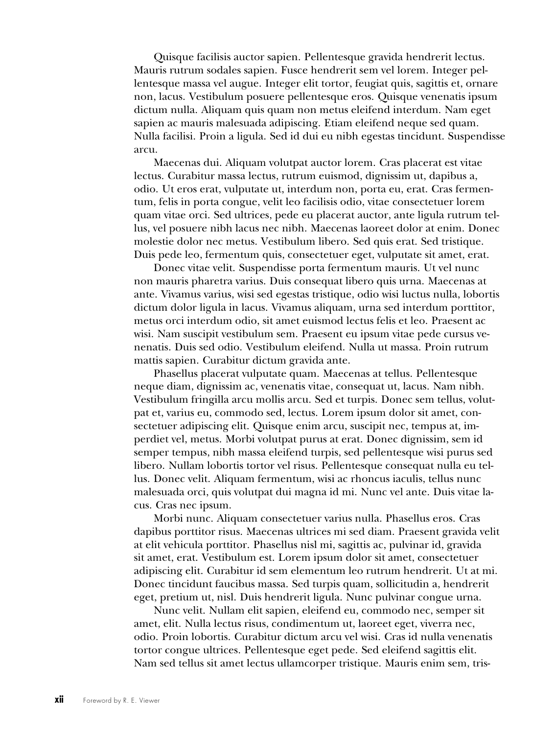Quisque facilisis auctor sapien. Pellentesque gravida hendrerit lectus. Mauris rutrum sodales sapien. Fusce hendrerit sem vel lorem. Integer pellentesque massa vel augue. Integer elit tortor, feugiat quis, sagittis et, ornare non, lacus. Vestibulum posuere pellentesque eros. Quisque venenatis ipsum dictum nulla. Aliquam quis quam non metus eleifend interdum. Nam eget sapien ac mauris malesuada adipiscing. Etiam eleifend neque sed quam. Nulla facilisi. Proin a ligula. Sed id dui eu nibh egestas tincidunt. Suspendisse arcu.

Maecenas dui. Aliquam volutpat auctor lorem. Cras placerat est vitae lectus. Curabitur massa lectus, rutrum euismod, dignissim ut, dapibus a, odio. Ut eros erat, vulputate ut, interdum non, porta eu, erat. Cras fermentum, felis in porta congue, velit leo facilisis odio, vitae consectetuer lorem quam vitae orci. Sed ultrices, pede eu placerat auctor, ante ligula rutrum tellus, vel posuere nibh lacus nec nibh. Maecenas laoreet dolor at enim. Donec molestie dolor nec metus. Vestibulum libero. Sed quis erat. Sed tristique. Duis pede leo, fermentum quis, consectetuer eget, vulputate sit amet, erat.

Donec vitae velit. Suspendisse porta fermentum mauris. Ut vel nunc non mauris pharetra varius. Duis consequat libero quis urna. Maecenas at ante. Vivamus varius, wisi sed egestas tristique, odio wisi luctus nulla, lobortis dictum dolor ligula in lacus. Vivamus aliquam, urna sed interdum porttitor, metus orci interdum odio, sit amet euismod lectus felis et leo. Praesent ac wisi. Nam suscipit vestibulum sem. Praesent eu ipsum vitae pede cursus venenatis. Duis sed odio. Vestibulum eleifend. Nulla ut massa. Proin rutrum mattis sapien. Curabitur dictum gravida ante.

Phasellus placerat vulputate quam. Maecenas at tellus. Pellentesque neque diam, dignissim ac, venenatis vitae, consequat ut, lacus. Nam nibh. Vestibulum fringilla arcu mollis arcu. Sed et turpis. Donec sem tellus, volutpat et, varius eu, commodo sed, lectus. Lorem ipsum dolor sit amet, consectetuer adipiscing elit. Quisque enim arcu, suscipit nec, tempus at, imperdiet vel, metus. Morbi volutpat purus at erat. Donec dignissim, sem id semper tempus, nibh massa eleifend turpis, sed pellentesque wisi purus sed libero. Nullam lobortis tortor vel risus. Pellentesque consequat nulla eu tellus. Donec velit. Aliquam fermentum, wisi ac rhoncus iaculis, tellus nunc malesuada orci, quis volutpat dui magna id mi. Nunc vel ante. Duis vitae lacus. Cras nec ipsum.

Morbi nunc. Aliquam consectetuer varius nulla. Phasellus eros. Cras dapibus porttitor risus. Maecenas ultrices mi sed diam. Praesent gravida velit at elit vehicula porttitor. Phasellus nisl mi, sagittis ac, pulvinar id, gravida sit amet, erat. Vestibulum est. Lorem ipsum dolor sit amet, consectetuer adipiscing elit. Curabitur id sem elementum leo rutrum hendrerit. Ut at mi. Donec tincidunt faucibus massa. Sed turpis quam, sollicitudin a, hendrerit eget, pretium ut, nisl. Duis hendrerit ligula. Nunc pulvinar congue urna.

Nunc velit. Nullam elit sapien, eleifend eu, commodo nec, semper sit amet, elit. Nulla lectus risus, condimentum ut, laoreet eget, viverra nec, odio. Proin lobortis. Curabitur dictum arcu vel wisi. Cras id nulla venenatis tortor congue ultrices. Pellentesque eget pede. Sed eleifend sagittis elit. Nam sed tellus sit amet lectus ullamcorper tristique. Mauris enim sem, tris-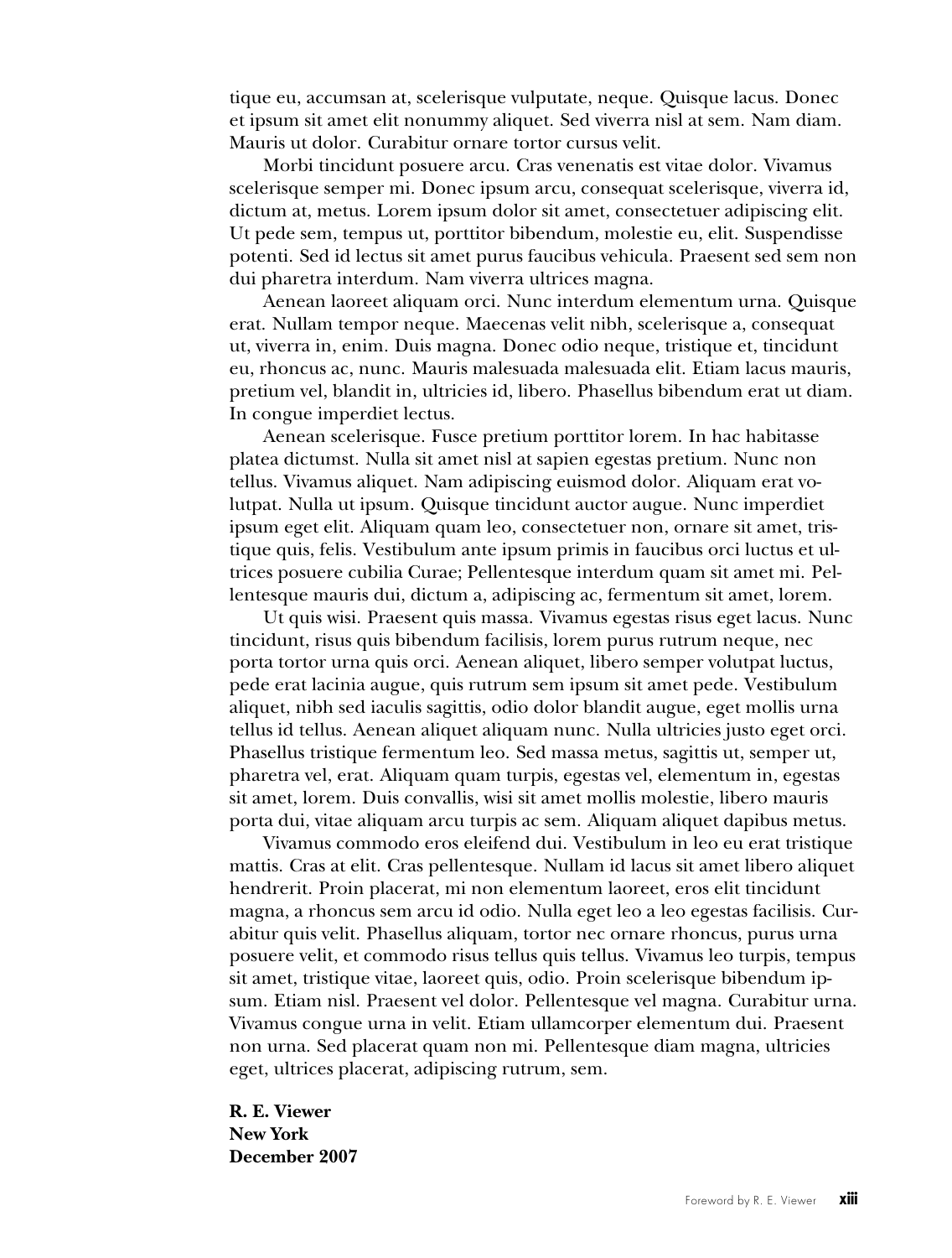tique eu, accumsan at, scelerisque vulputate, neque. Quisque lacus. Donec et ipsum sit amet elit nonummy aliquet. Sed viverra nisl at sem. Nam diam. Mauris ut dolor. Curabitur ornare tortor cursus velit.

Morbi tincidunt posuere arcu. Cras venenatis est vitae dolor. Vivamus scelerisque semper mi. Donec ipsum arcu, consequat scelerisque, viverra id, dictum at, metus. Lorem ipsum dolor sit amet, consectetuer adipiscing elit. Ut pede sem, tempus ut, porttitor bibendum, molestie eu, elit. Suspendisse potenti. Sed id lectus sit amet purus faucibus vehicula. Praesent sed sem non dui pharetra interdum. Nam viverra ultrices magna.

Aenean laoreet aliquam orci. Nunc interdum elementum urna. Quisque erat. Nullam tempor neque. Maecenas velit nibh, scelerisque a, consequat ut, viverra in, enim. Duis magna. Donec odio neque, tristique et, tincidunt eu, rhoncus ac, nunc. Mauris malesuada malesuada elit. Etiam lacus mauris, pretium vel, blandit in, ultricies id, libero. Phasellus bibendum erat ut diam. In congue imperdiet lectus.

Aenean scelerisque. Fusce pretium porttitor lorem. In hac habitasse platea dictumst. Nulla sit amet nisl at sapien egestas pretium. Nunc non tellus. Vivamus aliquet. Nam adipiscing euismod dolor. Aliquam erat volutpat. Nulla ut ipsum. Quisque tincidunt auctor augue. Nunc imperdiet ipsum eget elit. Aliquam quam leo, consectetuer non, ornare sit amet, tristique quis, felis. Vestibulum ante ipsum primis in faucibus orci luctus et ultrices posuere cubilia Curae; Pellentesque interdum quam sit amet mi. Pellentesque mauris dui, dictum a, adipiscing ac, fermentum sit amet, lorem.

Ut quis wisi. Praesent quis massa. Vivamus egestas risus eget lacus. Nunc tincidunt, risus quis bibendum facilisis, lorem purus rutrum neque, nec porta tortor urna quis orci. Aenean aliquet, libero semper volutpat luctus, pede erat lacinia augue, quis rutrum sem ipsum sit amet pede. Vestibulum aliquet, nibh sed iaculis sagittis, odio dolor blandit augue, eget mollis urna tellus id tellus. Aenean aliquet aliquam nunc. Nulla ultricies justo eget orci. Phasellus tristique fermentum leo. Sed massa metus, sagittis ut, semper ut, pharetra vel, erat. Aliquam quam turpis, egestas vel, elementum in, egestas sit amet, lorem. Duis convallis, wisi sit amet mollis molestie, libero mauris porta dui, vitae aliquam arcu turpis ac sem. Aliquam aliquet dapibus metus.

Vivamus commodo eros eleifend dui. Vestibulum in leo eu erat tristique mattis. Cras at elit. Cras pellentesque. Nullam id lacus sit amet libero aliquet hendrerit. Proin placerat, mi non elementum laoreet, eros elit tincidunt magna, a rhoncus sem arcu id odio. Nulla eget leo a leo egestas facilisis. Curabitur quis velit. Phasellus aliquam, tortor nec ornare rhoncus, purus urna posuere velit, et commodo risus tellus quis tellus. Vivamus leo turpis, tempus sit amet, tristique vitae, laoreet quis, odio. Proin scelerisque bibendum ipsum. Etiam nisl. Praesent vel dolor. Pellentesque vel magna. Curabitur urna. Vivamus congue urna in velit. Etiam ullamcorper elementum dui. Praesent non urna. Sed placerat quam non mi. Pellentesque diam magna, ultricies eget, ultrices placerat, adipiscing rutrum, sem.

**R. E. Viewer**
**New York**
**December 2007**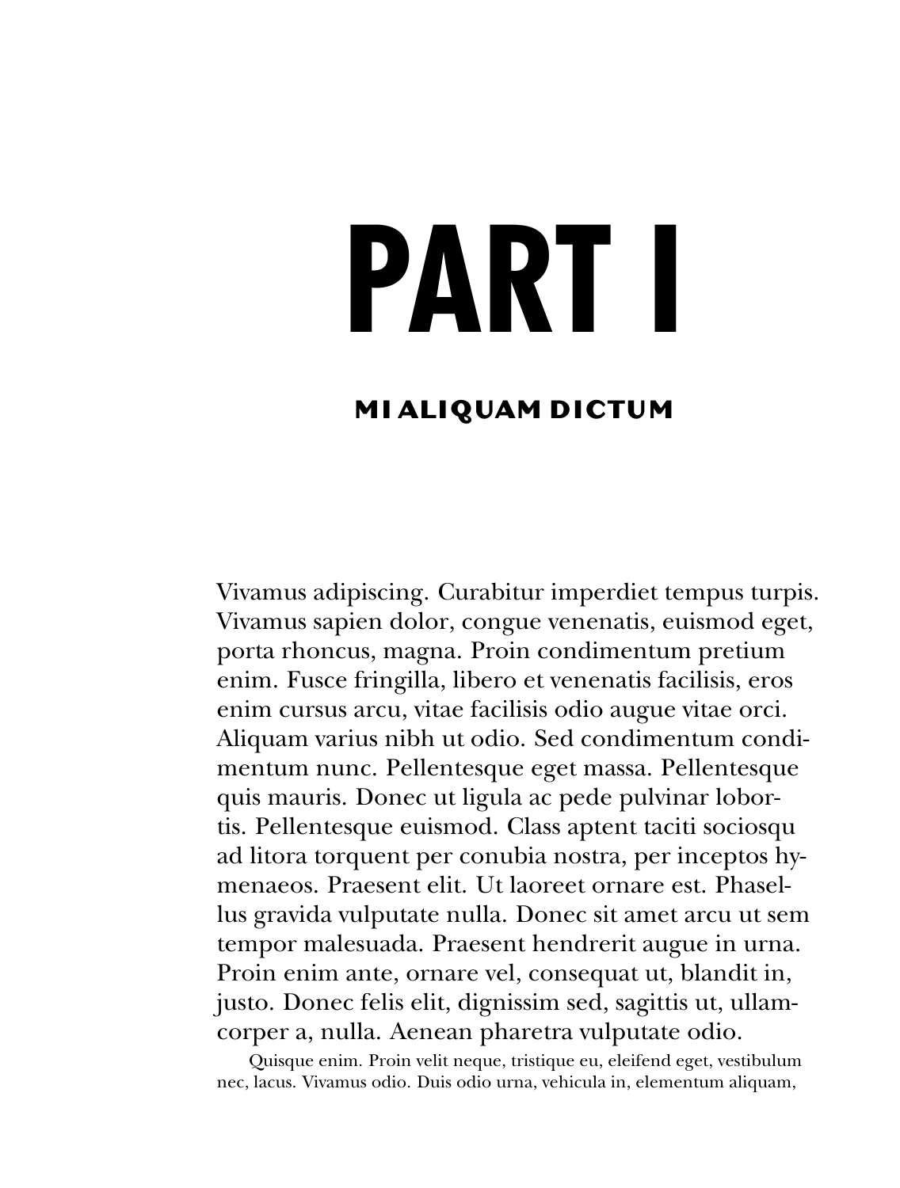# PART I

## MI ALIQUAM DICTUM

Vivamus adipiscing. Curabitur imperdiet tempus turpis. Vivamus sapien dolor, congue venenatis, euismod eget, porta rhoncus, magna. Proin condimentum pretium enim. Fusce fringilla, libero et venenatis facilisis, eros enim cursus arcu, vitae facilisis odio augue vitae orci. Aliquam varius nibh ut odio. Sed condimentum condimentum nunc. Pellentesque eget massa. Pellentesque quis mauris. Donec ut ligula ac pede pulvinar lobortis. Pellentesque euismod. Class aptent taciti sociosqu ad litora torquent per conubia nostra, per inceptos hymenaeos. Praesent elit. Ut laoreet ornare est. Phasellus gravida vulputate nulla. Donec sit amet arcu ut sem tempor malesuada. Praesent hendrerit augue in urna. Proin enim ante, ornare vel, consequat ut, blandit in, justo. Donec felis elit, dignissim sed, sagittis ut, ullamcorper a, nulla. Aenean pharetra vulputate odio.

Quisque enim. Proin velit neque, tristique eu, eleifend eget, vestibulum nec, lacus. Vivamus odio. Duis odio urna, vehicula in, elementum aliquam,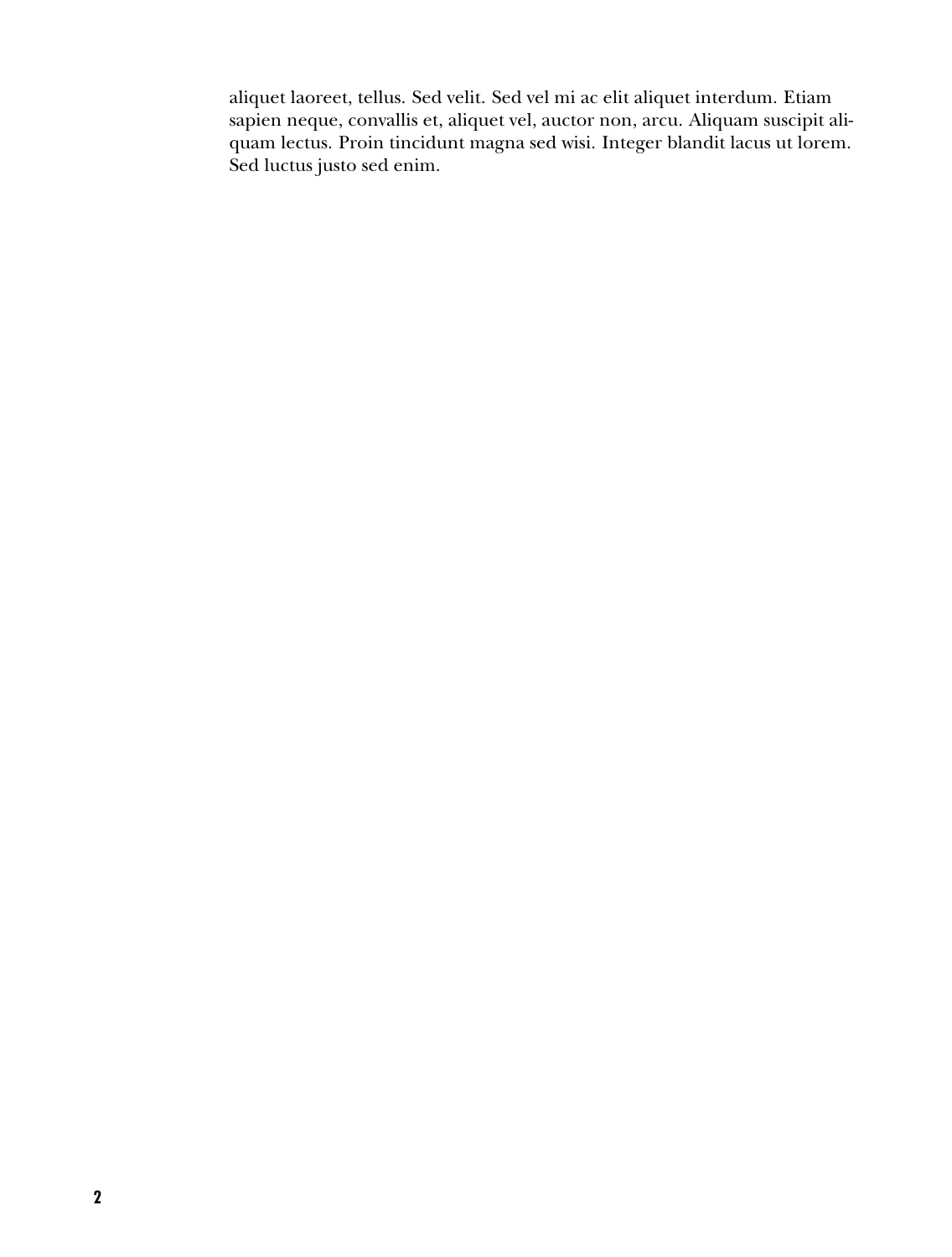aliquet laoreet, tellus. Sed velit. Sed vel mi ac elit aliquet interdum. Etiam sapien neque, convallis et, aliquet vel, auctor non, arcu. Aliquam suscipit aliquam lectus. Proin tincidunt magna sed wisi. Integer blandit lacus ut lorem. Sed luctus justo sed enim.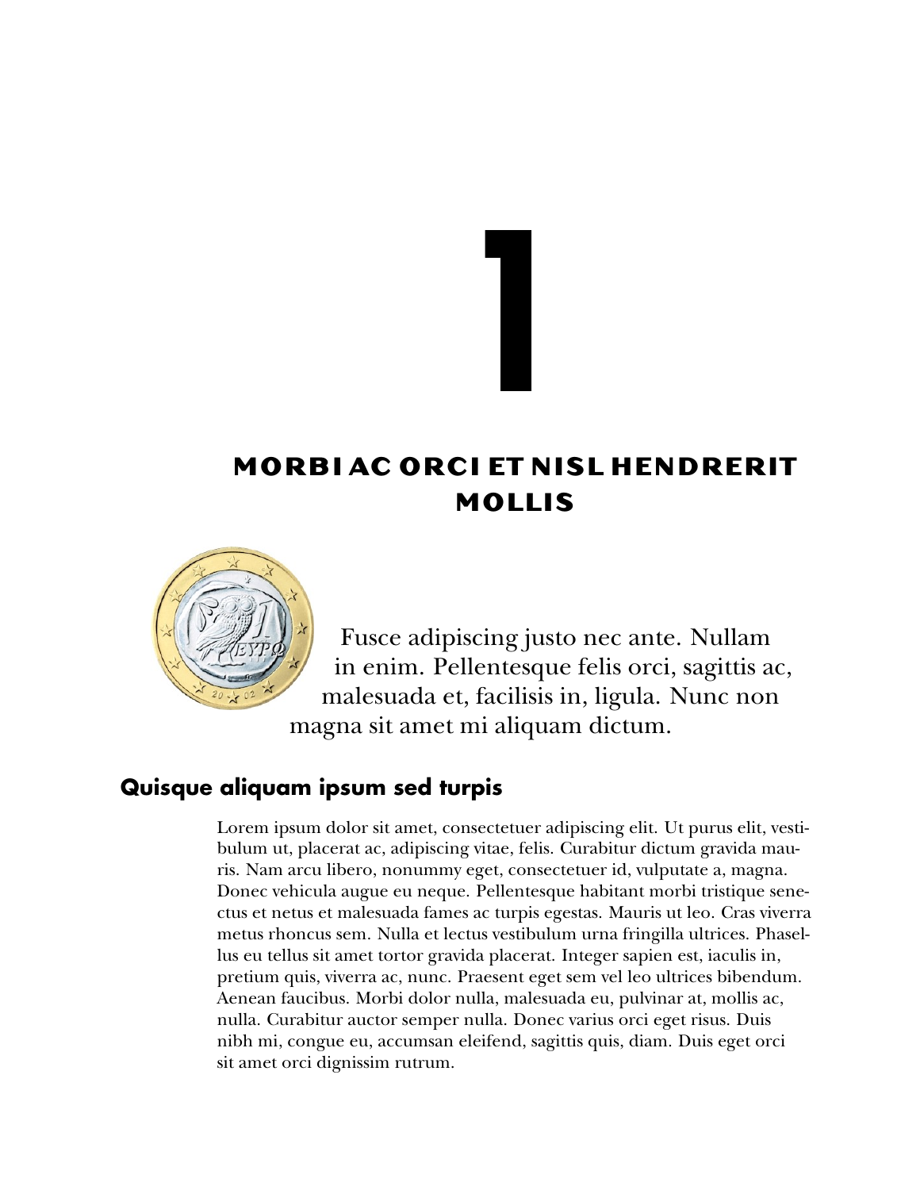# 1

# MORBI AC ORCI ET NISL HENDRERIT MOLLIS

Fusce adipiscing justo nec ante. Nullam in enim. Pellentesque felis orci, sagittis ac, malesuada et, facilisis in, ligula. Nunc non magna sit amet mi aliquam dictum.

## Quisque aliquam ipsum sed turpis

Lorem ipsum dolor sit amet, consectetuer adipiscing elit. Ut purus elit, vestibulum ut, placerat ac, adipiscing vitae, felis. Curabitur dictum gravida mauris. Nam arcu libero, nonummy eget, consectetuer id, vulputate a, magna. Donec vehicula augue eu neque. Pellentesque habitant morbi tristique senectus et netus et malesuada fames ac turpis egestas. Mauris ut leo. Cras viverra metus rhoncus sem. Nulla et lectus vestibulum urna fringilla ultrices. Phasellus eu tellus sit amet tortor gravida placerat. Integer sapien est, iaculis in, pretium quis, viverra ac, nunc. Praesent eget sem vel leo ultrices bibendum. Aenean faucibus. Morbi dolor nulla, malesuada eu, pulvinar at, mollis ac, nulla. Curabitur auctor semper nulla. Donec varius orci eget risus. Duis nibh mi, congue eu, accumsan eleifend, sagittis quis, diam. Duis eget orci sit amet orci dignissim rutrum.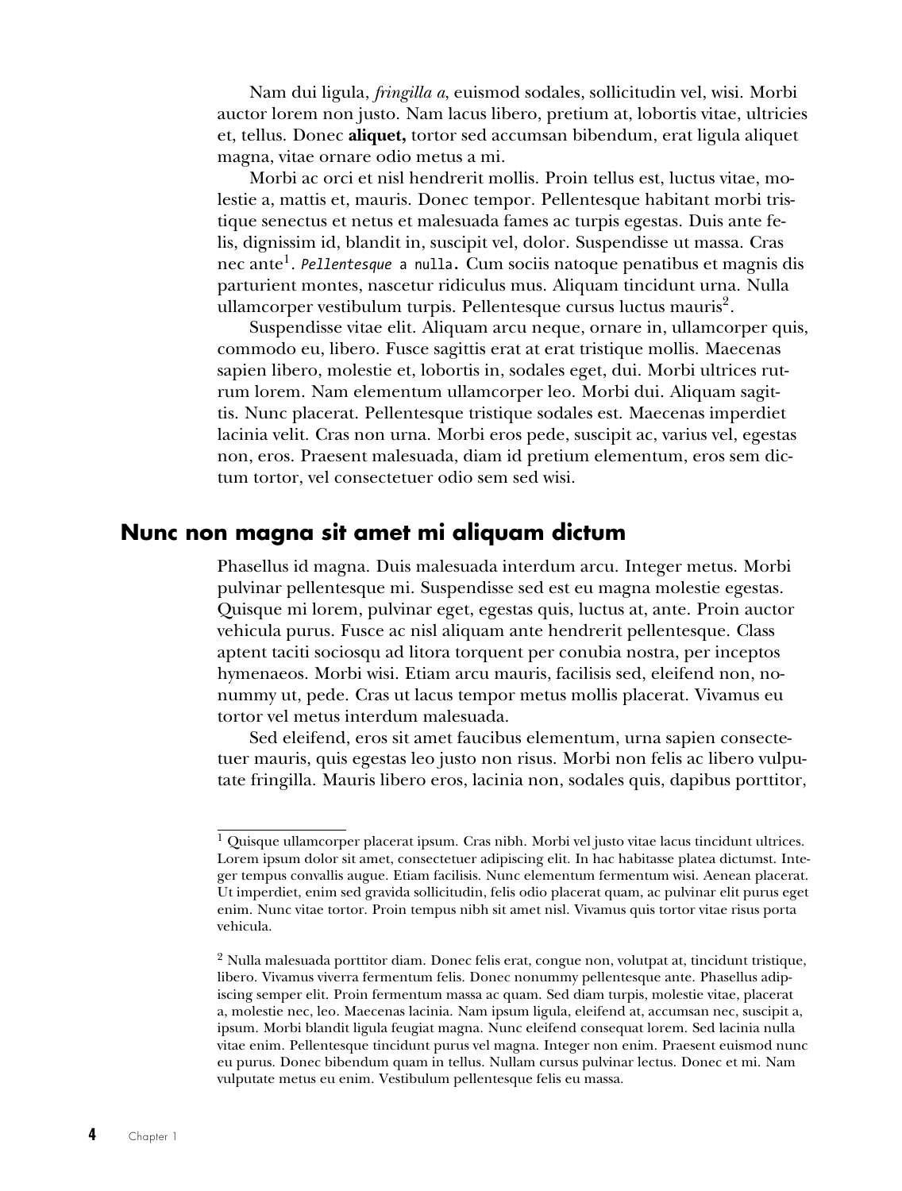Nam dui ligula, *fringilla a*, euismod sodales, sollicitudin vel, wisi. Morbi auctor lorem non justo. Nam lacus libero, pretium at, lobortis vitae, ultricies et, tellus. Donec **aliquet,** tortor sed accumsan bibendum, erat ligula aliquet magna, vitae ornare odio metus a mi.

Morbi ac orci et nisl hendrerit mollis. Proin tellus est, luctus vitae, molestie a, mattis et, mauris. Donec tempor. Pellentesque habitant morbi tristique senectus et netus et malesuada fames ac turpis egestas. Duis ante felis, dignissim id, blandit in, suscipit vel, dolor. Suspendisse ut massa. Cras nec ante[1]. `*Pellentesque* a nulla`. Cum sociis natoque penatibus et magnis dis parturient montes, nascetur ridiculus mus. Aliquam tincidunt urna. Nulla ullamcorper vestibulum turpis. Pellentesque cursus luctus mauris[2].

Suspendisse vitae elit. Aliquam arcu neque, ornare in, ullamcorper quis, commodo eu, libero. Fusce sagittis erat at erat tristique mollis. Maecenas sapien libero, molestie et, lobortis in, sodales eget, dui. Morbi ultrices rutrum lorem. Nam elementum ullamcorper leo. Morbi dui. Aliquam sagittis. Nunc placerat. Pellentesque tristique sodales est. Maecenas imperdiet lacinia velit. Cras non urna. Morbi eros pede, suscipit ac, varius vel, egestas non, eros. Praesent malesuada, diam id pretium elementum, eros sem dictum tortor, vel consectetuer odio sem sed wisi.

## Nunc non magna sit amet mi aliquam dictum

Phasellus id magna. Duis malesuada interdum arcu. Integer metus. Morbi pulvinar pellentesque mi. Suspendisse sed est eu magna molestie egestas. Quisque mi lorem, pulvinar eget, egestas quis, luctus at, ante. Proin auctor vehicula purus. Fusce ac nisl aliquam ante hendrerit pellentesque. Class aptent taciti sociosqu ad litora torquent per conubia nostra, per inceptos hymenaeos. Morbi wisi. Etiam arcu mauris, facilisis sed, eleifend non, nonummy ut, pede. Cras ut lacus tempor metus mollis placerat. Vivamus eu tortor vel metus interdum malesuada.

Sed eleifend, eros sit amet faucibus elementum, urna sapien consectetuer mauris, quis egestas leo justo non risus. Morbi non felis ac libero vulputate fringilla. Mauris libero eros, lacinia non, sodales quis, dapibus porttitor,

---

[1] Quisque ullamcorper placerat ipsum. Cras nibh. Morbi vel justo vitae lacus tincidunt ultrices. Lorem ipsum dolor sit amet, consectetuer adipiscing elit. In hac habitasse platea dictumst. Integer tempus convallis augue. Etiam facilisis. Nunc elementum fermentum wisi. Aenean placerat. Ut imperdiet, enim sed gravida sollicitudin, felis odio placerat quam, ac pulvinar elit purus eget enim. Nunc vitae tortor. Proin tempus nibh sit amet nisl. Vivamus quis tortor vitae risus porta vehicula.

[2] Nulla malesuada porttitor diam. Donec felis erat, congue non, volutpat at, tincidunt tristique, libero. Vivamus viverra fermentum felis. Donec nonummy pellentesque ante. Phasellus adipiscing semper elit. Proin fermentum massa ac quam. Sed diam turpis, molestie vitae, placerat a, molestie nec, leo. Maecenas lacinia. Nam ipsum ligula, eleifend at, accumsan nec, suscipit a, ipsum. Morbi blandit ligula feugiat magna. Nunc eleifend consequat lorem. Sed lacinia nulla vitae enim. Pellentesque tincidunt purus vel magna. Integer non enim. Praesent euismod nunc eu purus. Donec bibendum quam in tellus. Nullam cursus pulvinar lectus. Donec et mi. Nam vulputate metus eu enim. Vestibulum pellentesque felis eu massa.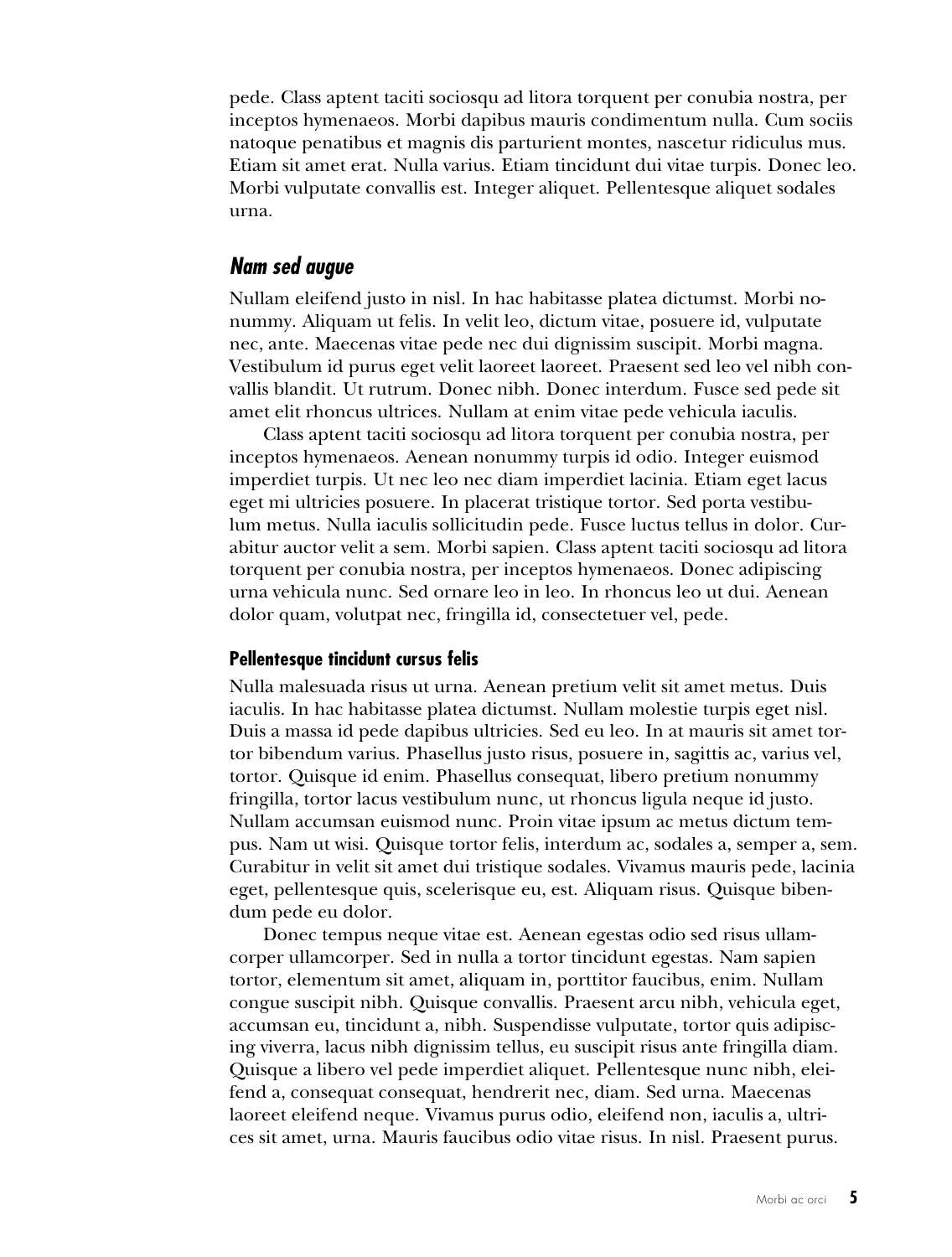pede. Class aptent taciti sociosqu ad litora torquent per conubia nostra, per inceptos hymenaeos. Morbi dapibus mauris condimentum nulla. Cum sociis natoque penatibus et magnis dis parturient montes, nascetur ridiculus mus. Etiam sit amet erat. Nulla varius. Etiam tincidunt dui vitae turpis. Donec leo. Morbi vulputate convallis est. Integer aliquet. Pellentesque aliquet sodales urna.

## *Nam sed augue*

Nullam eleifend justo in nisl. In hac habitasse platea dictumst. Morbi nonummy. Aliquam ut felis. In velit leo, dictum vitae, posuere id, vulputate nec, ante. Maecenas vitae pede nec dui dignissim suscipit. Morbi magna. Vestibulum id purus eget velit laoreet laoreet. Praesent sed leo vel nibh convallis blandit. Ut rutrum. Donec nibh. Donec interdum. Fusce sed pede sit amet elit rhoncus ultrices. Nullam at enim vitae pede vehicula iaculis.

Class aptent taciti sociosqu ad litora torquent per conubia nostra, per inceptos hymenaeos. Aenean nonummy turpis id odio. Integer euismod imperdiet turpis. Ut nec leo nec diam imperdiet lacinia. Etiam eget lacus eget mi ultricies posuere. In placerat tristique tortor. Sed porta vestibulum metus. Nulla iaculis sollicitudin pede. Fusce luctus tellus in dolor. Curabitur auctor velit a sem. Morbi sapien. Class aptent taciti sociosqu ad litora torquent per conubia nostra, per inceptos hymenaeos. Donec adipiscing urna vehicula nunc. Sed ornare leo in leo. In rhoncus leo ut dui. Aenean dolor quam, volutpat nec, fringilla id, consectetuer vel, pede.

### Pellentesque tincidunt cursus felis

Nulla malesuada risus ut urna. Aenean pretium velit sit amet metus. Duis iaculis. In hac habitasse platea dictumst. Nullam molestie turpis eget nisl. Duis a massa id pede dapibus ultricies. Sed eu leo. In at mauris sit amet tortor bibendum varius. Phasellus justo risus, posuere in, sagittis ac, varius vel, tortor. Quisque id enim. Phasellus consequat, libero pretium nonummy fringilla, tortor lacus vestibulum nunc, ut rhoncus ligula neque id justo. Nullam accumsan euismod nunc. Proin vitae ipsum ac metus dictum tempus. Nam ut wisi. Quisque tortor felis, interdum ac, sodales a, semper a, sem. Curabitur in velit sit amet dui tristique sodales. Vivamus mauris pede, lacinia eget, pellentesque quis, scelerisque eu, est. Aliquam risus. Quisque bibendum pede eu dolor.

Donec tempus neque vitae est. Aenean egestas odio sed risus ullamcorper ullamcorper. Sed in nulla a tortor tincidunt egestas. Nam sapien tortor, elementum sit amet, aliquam in, porttitor faucibus, enim. Nullam congue suscipit nibh. Quisque convallis. Praesent arcu nibh, vehicula eget, accumsan eu, tincidunt a, nibh. Suspendisse vulputate, tortor quis adipiscing viverra, lacus nibh dignissim tellus, eu suscipit risus ante fringilla diam. Quisque a libero vel pede imperdiet aliquet. Pellentesque nunc nibh, eleifend a, consequat consequat, hendrerit nec, diam. Sed urna. Maecenas laoreet eleifend neque. Vivamus purus odio, eleifend non, iaculis a, ultrices sit amet, urna. Mauris faucibus odio vitae risus. In nisl. Praesent purus.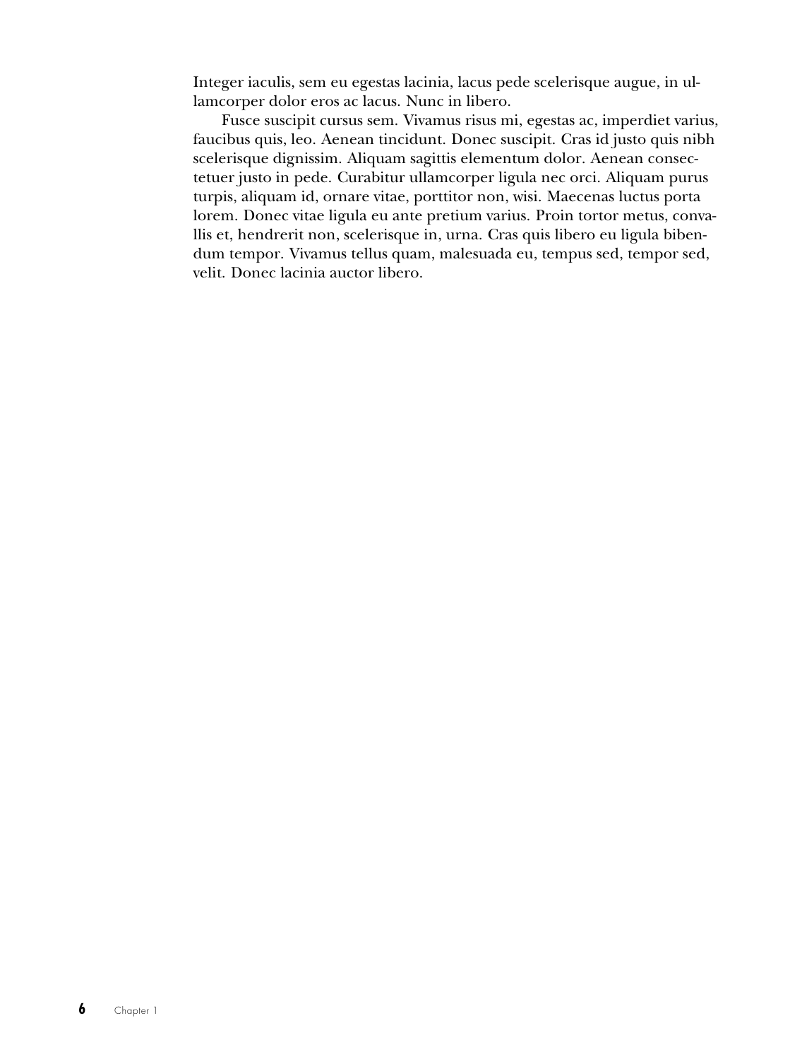Integer iaculis, sem eu egestas lacinia, lacus pede scelerisque augue, in ullamcorper dolor eros ac lacus. Nunc in libero.

Fusce suscipit cursus sem. Vivamus risus mi, egestas ac, imperdiet varius, faucibus quis, leo. Aenean tincidunt. Donec suscipit. Cras id justo quis nibh scelerisque dignissim. Aliquam sagittis elementum dolor. Aenean consectetuer justo in pede. Curabitur ullamcorper ligula nec orci. Aliquam purus turpis, aliquam id, ornare vitae, porttitor non, wisi. Maecenas luctus porta lorem. Donec vitae ligula eu ante pretium varius. Proin tortor metus, convallis et, hendrerit non, scelerisque in, urna. Cras quis libero eu ligula bibendum tempor. Vivamus tellus quam, malesuada eu, tempus sed, tempor sed, velit. Donec lacinia auctor libero.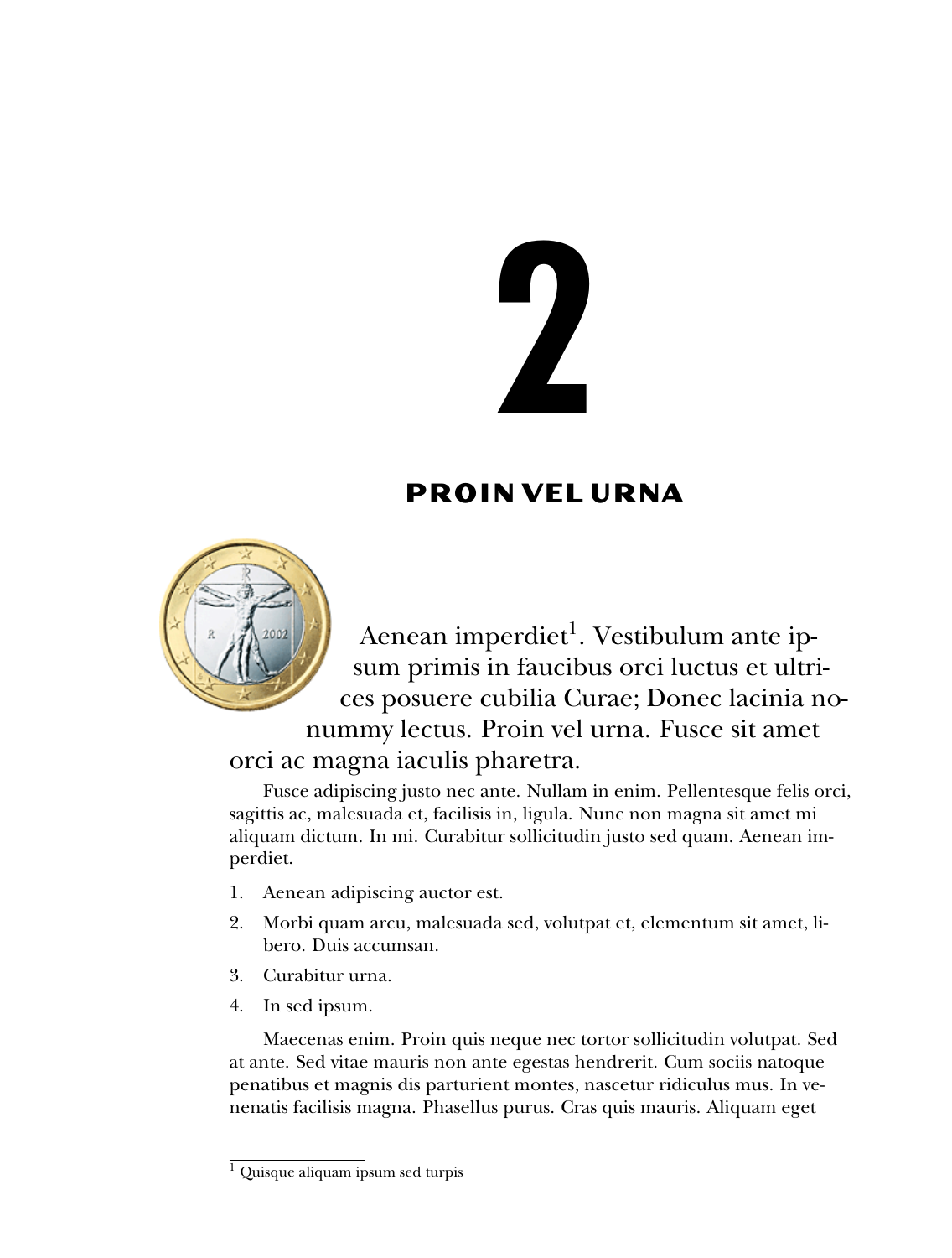# 2

## PROIN VEL URNA

Aenean imperdiet[1]. Vestibulum ante ipsum primis in faucibus orci luctus et ultrices posuere cubilia Curae; Donec lacinia nonummy lectus. Proin vel urna. Fusce sit amet orci ac magna iaculis pharetra.

Fusce adipiscing justo nec ante. Nullam in enim. Pellentesque felis orci, sagittis ac, malesuada et, facilisis in, ligula. Nunc non magna sit amet mi aliquam dictum. In mi. Curabitur sollicitudin justo sed quam. Aenean imperdiet.

1. Aenean adipiscing auctor est.
2. Morbi quam arcu, malesuada sed, volutpat et, elementum sit amet, libero. Duis accumsan.
3. Curabitur urna.
4. In sed ipsum.

Maecenas enim. Proin quis neque nec tortor sollicitudin volutpat. Sed at ante. Sed vitae mauris non ante egestas hendrerit. Cum sociis natoque penatibus et magnis dis parturient montes, nascetur ridiculus mus. In venenatis facilisis magna. Phasellus purus. Cras quis mauris. Aliquam eget

[1] Quisque aliquam ipsum sed turpis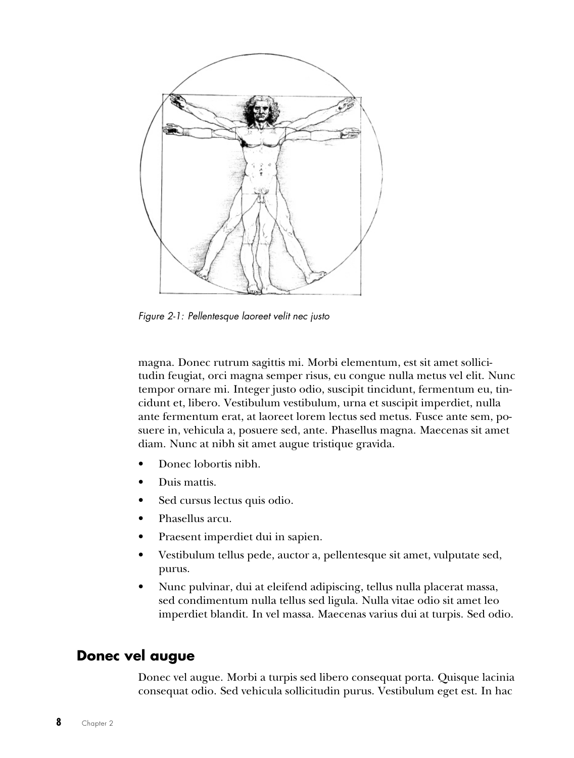Figure 2-1: Pellentesque laoreet velit nec justo

magna. Donec rutrum sagittis mi. Morbi elementum, est sit amet sollicitudin feugiat, orci magna semper risus, eu congue nulla metus vel elit. Nunc tempor ornare mi. Integer justo odio, suscipit tincidunt, fermentum eu, tincidunt et, libero. Vestibulum vestibulum, urna et suscipit imperdiet, nulla ante fermentum erat, at laoreet lorem lectus sed metus. Fusce ante sem, posuere in, vehicula a, posuere sed, ante. Phasellus magna. Maecenas sit amet diam. Nunc at nibh sit amet augue tristique gravida.

- Donec lobortis nibh.
- Duis mattis.
- Sed cursus lectus quis odio.
- Phasellus arcu.
- Praesent imperdiet dui in sapien.
- Vestibulum tellus pede, auctor a, pellentesque sit amet, vulputate sed, purus.
- Nunc pulvinar, dui at eleifend adipiscing, tellus nulla placerat massa, sed condimentum nulla tellus sed ligula. Nulla vitae odio sit amet leo imperdiet blandit. In vel massa. Maecenas varius dui at turpis. Sed odio.

## Donec vel augue

Donec vel augue. Morbi a turpis sed libero consequat porta. Quisque lacinia consequat odio. Sed vehicula sollicitudin purus. Vestibulum eget est. In hac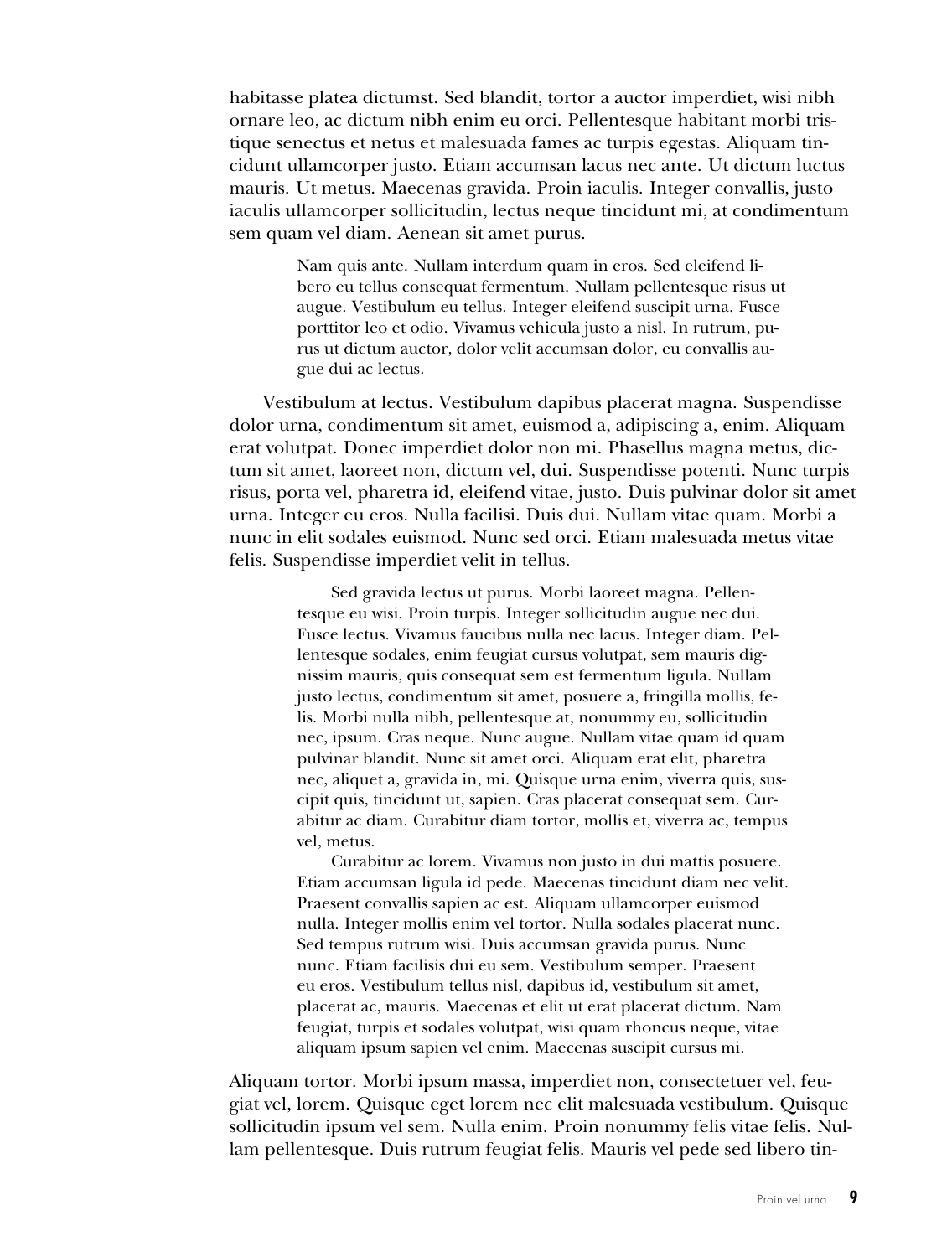habitasse platea dictumst. Sed blandit, tortor a auctor imperdiet, wisi nibh ornare leo, ac dictum nibh enim eu orci. Pellentesque habitant morbi tristique senectus et netus et malesuada fames ac turpis egestas. Aliquam tincidunt ullamcorper justo. Etiam accumsan lacus nec ante. Ut dictum luctus mauris. Ut metus. Maecenas gravida. Proin iaculis. Integer convallis, justo iaculis ullamcorper sollicitudin, lectus neque tincidunt mi, at condimentum sem quam vel diam. Aenean sit amet purus.

> Nam quis ante. Nullam interdum quam in eros. Sed eleifend libero eu tellus consequat fermentum. Nullam pellentesque risus ut augue. Vestibulum eu tellus. Integer eleifend suscipit urna. Fusce porttitor leo et odio. Vivamus vehicula justo a nisl. In rutrum, purus ut dictum auctor, dolor velit accumsan dolor, eu convallis augue dui ac lectus.

Vestibulum at lectus. Vestibulum dapibus placerat magna. Suspendisse dolor urna, condimentum sit amet, euismod a, adipiscing a, enim. Aliquam erat volutpat. Donec imperdiet dolor non mi. Phasellus magna metus, dictum sit amet, laoreet non, dictum vel, dui. Suspendisse potenti. Nunc turpis risus, porta vel, pharetra id, eleifend vitae, justo. Duis pulvinar dolor sit amet urna. Integer eu eros. Nulla facilisi. Duis dui. Nullam vitae quam. Morbi a nunc in elit sodales euismod. Nunc sed orci. Etiam malesuada metus vitae felis. Suspendisse imperdiet velit in tellus.

> Sed gravida lectus ut purus. Morbi laoreet magna. Pellentesque eu wisi. Proin turpis. Integer sollicitudin augue nec dui. Fusce lectus. Vivamus faucibus nulla nec lacus. Integer diam. Pellentesque sodales, enim feugiat cursus volutpat, sem mauris dignissim mauris, quis consequat sem est fermentum ligula. Nullam justo lectus, condimentum sit amet, posuere a, fringilla mollis, felis. Morbi nulla nibh, pellentesque at, nonummy eu, sollicitudin nec, ipsum. Cras neque. Nunc augue. Nullam vitae quam id quam pulvinar blandit. Nunc sit amet orci. Aliquam erat elit, pharetra nec, aliquet a, gravida in, mi. Quisque urna enim, viverra quis, suscipit quis, tincidunt ut, sapien. Cras placerat consequat sem. Curabitur ac diam. Curabitur diam tortor, mollis et, viverra ac, tempus vel, metus.
>
> Curabitur ac lorem. Vivamus non justo in dui mattis posuere. Etiam accumsan ligula id pede. Maecenas tincidunt diam nec velit. Praesent convallis sapien ac est. Aliquam ullamcorper euismod nulla. Integer mollis enim vel tortor. Nulla sodales placerat nunc. Sed tempus rutrum wisi. Duis accumsan gravida purus. Nunc nunc. Etiam facilisis dui eu sem. Vestibulum semper. Praesent eu eros. Vestibulum tellus nisl, dapibus id, vestibulum sit amet, placerat ac, mauris. Maecenas et elit ut erat placerat dictum. Nam feugiat, turpis et sodales volutpat, wisi quam rhoncus neque, vitae aliquam ipsum sapien vel enim. Maecenas suscipit cursus mi.

Aliquam tortor. Morbi ipsum massa, imperdiet non, consectetuer vel, feugiat vel, lorem. Quisque eget lorem nec elit malesuada vestibulum. Quisque sollicitudin ipsum vel sem. Nulla enim. Proin nonummy felis vitae felis. Nullam pellentesque. Duis rutrum feugiat felis. Mauris vel pede sed libero tin-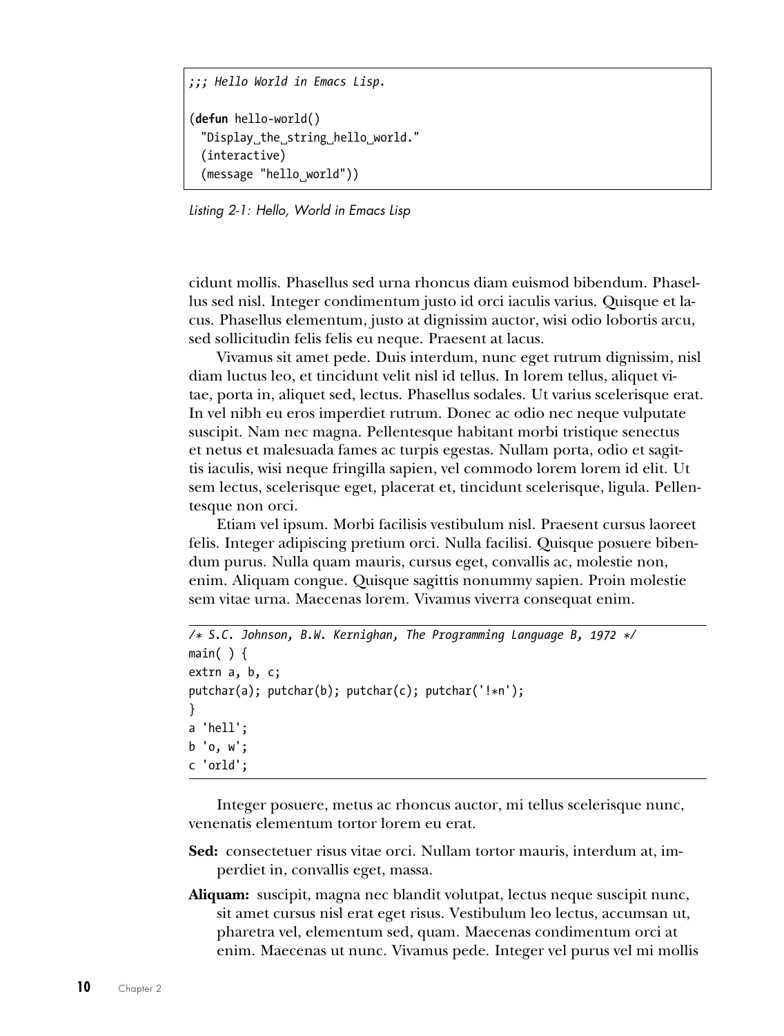```
;;; Hello World in Emacs Lisp.

(defun hello-world()
  "Display the string hello world."
  (interactive)
  (message "hello world"))
```

*Listing 2-1: Hello, World in Emacs Lisp*

cidunt mollis. Phasellus sed urna rhoncus diam euismod bibendum. Phasellus sed nisl. Integer condimentum justo id orci iaculis varius. Quisque et lacus. Phasellus elementum, justo at dignissim auctor, wisi odio lobortis arcu, sed sollicitudin felis felis eu neque. Praesent at lacus.

Vivamus sit amet pede. Duis interdum, nunc eget rutrum dignissim, nisl diam luctus leo, et tincidunt velit nisl id tellus. In lorem tellus, aliquet vitae, porta in, aliquet sed, lectus. Phasellus sodales. Ut varius scelerisque erat. In vel nibh eu eros imperdiet rutrum. Donec ac odio nec neque vulputate suscipit. Nam nec magna. Pellentesque habitant morbi tristique senectus et netus et malesuada fames ac turpis egestas. Nullam porta, odio et sagittis iaculis, wisi neque fringilla sapien, vel commodo lorem lorem id elit. Ut sem lectus, scelerisque eget, placerat et, tincidunt scelerisque, ligula. Pellentesque non orci.

Etiam vel ipsum. Morbi facilisis vestibulum nisl. Praesent cursus laoreet felis. Integer adipiscing pretium orci. Nulla facilisi. Quisque posuere bibendum purus. Nulla quam mauris, cursus eget, convallis ac, molestie non, enim. Aliquam congue. Quisque sagittis nonummy sapien. Proin molestie sem vitae urna. Maecenas lorem. Vivamus viverra consequat enim.

```
/* S.C. Johnson, B.W. Kernighan, The Programming Language B, 1972 */
main( ) {
extrn a, b, c;
putchar(a); putchar(b); putchar(c); putchar('!*n');
}
a 'hell';
b 'o, w';
c 'orld';
```

Integer posuere, metus ac rhoncus auctor, mi tellus scelerisque nunc, venenatis elementum tortor lorem eu erat.

**Sed:** consectetuer risus vitae orci. Nullam tortor mauris, interdum at, imperdiet in, convallis eget, massa.

**Aliquam:** suscipit, magna nec blandit volutpat, lectus neque suscipit nunc, sit amet cursus nisl erat eget risus. Vestibulum leo lectus, accumsan ut, pharetra vel, elementum sed, quam. Maecenas condimentum orci at enim. Maecenas ut nunc. Vivamus pede. Integer vel purus vel mi mollis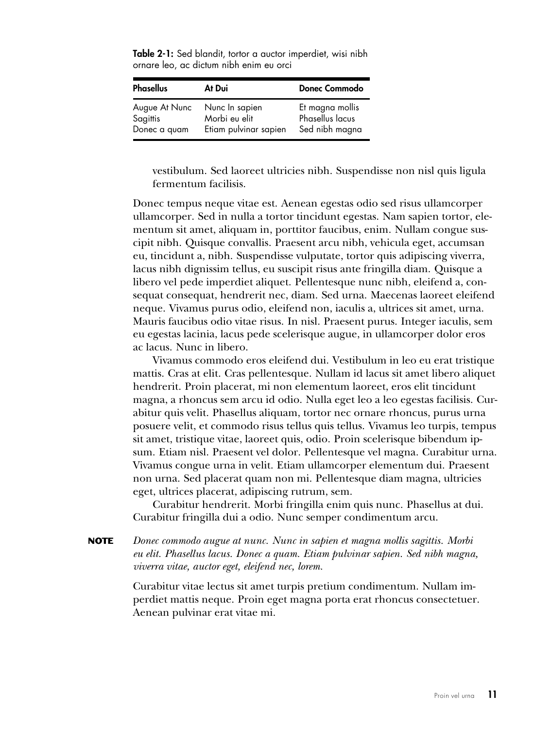**Table 2-1:** Sed blandit, tortor a auctor imperdiet, wisi nibh ornare leo, ac dictum nibh enim eu orci

| Phasellus | At Dui | Donec Commodo |
| --- | --- | --- |
| Augue At Nunc | Nunc In sapien | Et magna mollis |
| Sagittis | Morbi eu elit | Phasellus lacus |
| Donec a quam | Etiam pulvinar sapien | Sed nibh magna |

vestibulum. Sed laoreet ultricies nibh. Suspendisse non nisl quis ligula fermentum facilisis.

Donec tempus neque vitae est. Aenean egestas odio sed risus ullamcorper ullamcorper. Sed in nulla a tortor tincidunt egestas. Nam sapien tortor, elementum sit amet, aliquam in, porttitor faucibus, enim. Nullam congue suscipit nibh. Quisque convallis. Praesent arcu nibh, vehicula eget, accumsan eu, tincidunt a, nibh. Suspendisse vulputate, tortor quis adipiscing viverra, lacus nibh dignissim tellus, eu suscipit risus ante fringilla diam. Quisque a libero vel pede imperdiet aliquet. Pellentesque nunc nibh, eleifend a, consequat consequat, hendrerit nec, diam. Sed urna. Maecenas laoreet eleifend neque. Vivamus purus odio, eleifend non, iaculis a, ultrices sit amet, urna. Mauris faucibus odio vitae risus. In nisl. Praesent purus. Integer iaculis, sem eu egestas lacinia, lacus pede scelerisque augue, in ullamcorper dolor eros ac lacus. Nunc in libero.

Vivamus commodo eros eleifend dui. Vestibulum in leo eu erat tristique mattis. Cras at elit. Cras pellentesque. Nullam id lacus sit amet libero aliquet hendrerit. Proin placerat, mi non elementum laoreet, eros elit tincidunt magna, a rhoncus sem arcu id odio. Nulla eget leo a leo egestas facilisis. Curabitur quis velit. Phasellus aliquam, tortor nec ornare rhoncus, purus urna posuere velit, et commodo risus tellus quis tellus. Vivamus leo turpis, tempus sit amet, tristique vitae, laoreet quis, odio. Proin scelerisque bibendum ipsum. Etiam nisl. Praesent vel dolor. Pellentesque vel magna. Curabitur urna. Vivamus congue urna in velit. Etiam ullamcorper elementum dui. Praesent non urna. Sed placerat quam non mi. Pellentesque diam magna, ultricies eget, ultrices placerat, adipiscing rutrum, sem.

Curabitur hendrerit. Morbi fringilla enim quis nunc. Phasellus at dui. Curabitur fringilla dui a odio. Nunc semper condimentum arcu.

**NOTE** *Donec commodo augue at nunc. Nunc in sapien et magna mollis sagittis. Morbi eu elit. Phasellus lacus. Donec a quam. Etiam pulvinar sapien. Sed nibh magna, viverra vitae, auctor eget, eleifend nec, lorem.*

Curabitur vitae lectus sit amet turpis pretium condimentum. Nullam imperdiet mattis neque. Proin eget magna porta erat rhoncus consectetuer. Aenean pulvinar erat vitae mi.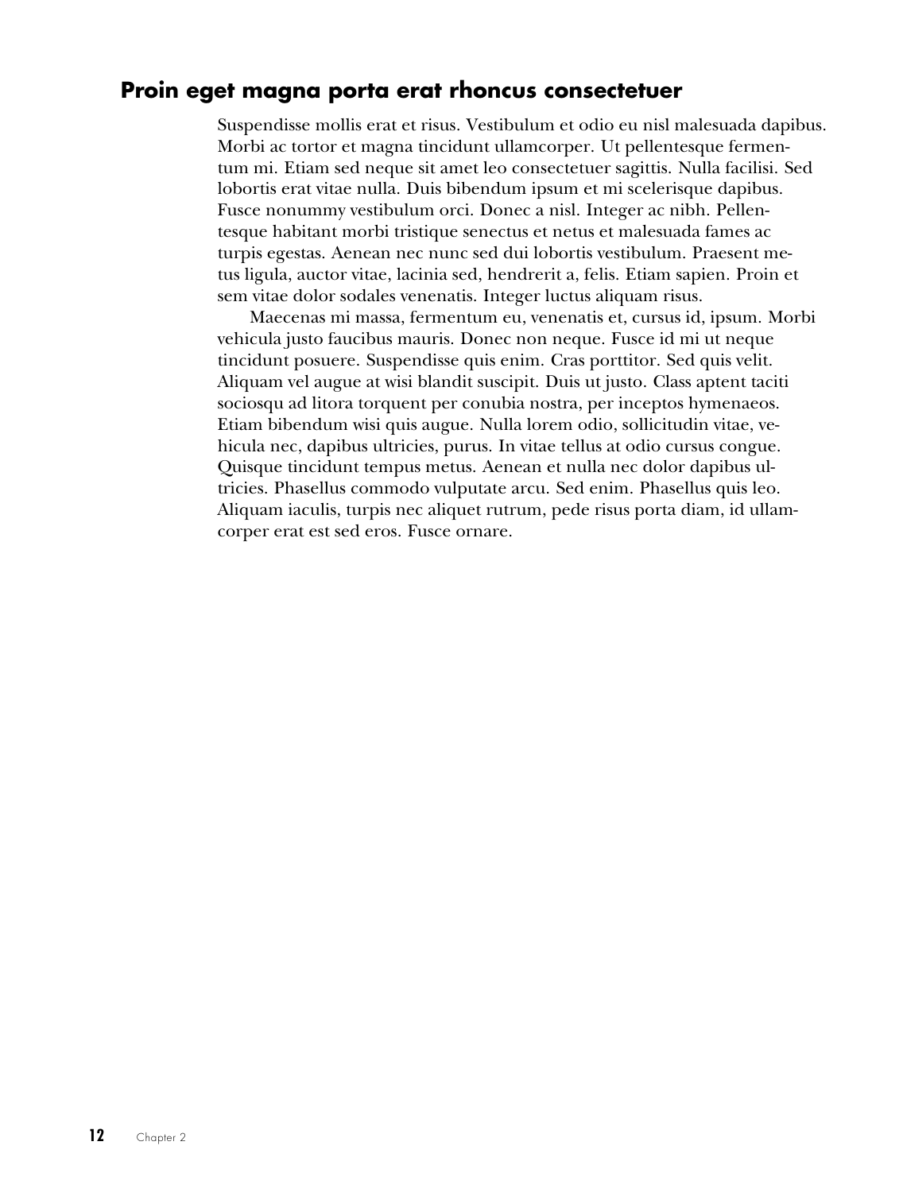## Proin eget magna porta erat rhoncus consectetuer

Suspendisse mollis erat et risus. Vestibulum et odio eu nisl malesuada dapibus. Morbi ac tortor et magna tincidunt ullamcorper. Ut pellentesque fermentum mi. Etiam sed neque sit amet leo consectetuer sagittis. Nulla facilisi. Sed lobortis erat vitae nulla. Duis bibendum ipsum et mi scelerisque dapibus. Fusce nonummy vestibulum orci. Donec a nisl. Integer ac nibh. Pellentesque habitant morbi tristique senectus et netus et malesuada fames ac turpis egestas. Aenean nec nunc sed dui lobortis vestibulum. Praesent metus ligula, auctor vitae, lacinia sed, hendrerit a, felis. Etiam sapien. Proin et sem vitae dolor sodales venenatis. Integer luctus aliquam risus.

Maecenas mi massa, fermentum eu, venenatis et, cursus id, ipsum. Morbi vehicula justo faucibus mauris. Donec non neque. Fusce id mi ut neque tincidunt posuere. Suspendisse quis enim. Cras porttitor. Sed quis velit. Aliquam vel augue at wisi blandit suscipit. Duis ut justo. Class aptent taciti sociosqu ad litora torquent per conubia nostra, per inceptos hymenaeos. Etiam bibendum wisi quis augue. Nulla lorem odio, sollicitudin vitae, vehicula nec, dapibus ultricies, purus. In vitae tellus at odio cursus congue. Quisque tincidunt tempus metus. Aenean et nulla nec dolor dapibus ultricies. Phasellus commodo vulputate arcu. Sed enim. Phasellus quis leo. Aliquam iaculis, turpis nec aliquet rutrum, pede risus porta diam, id ullamcorper erat est sed eros. Fusce ornare.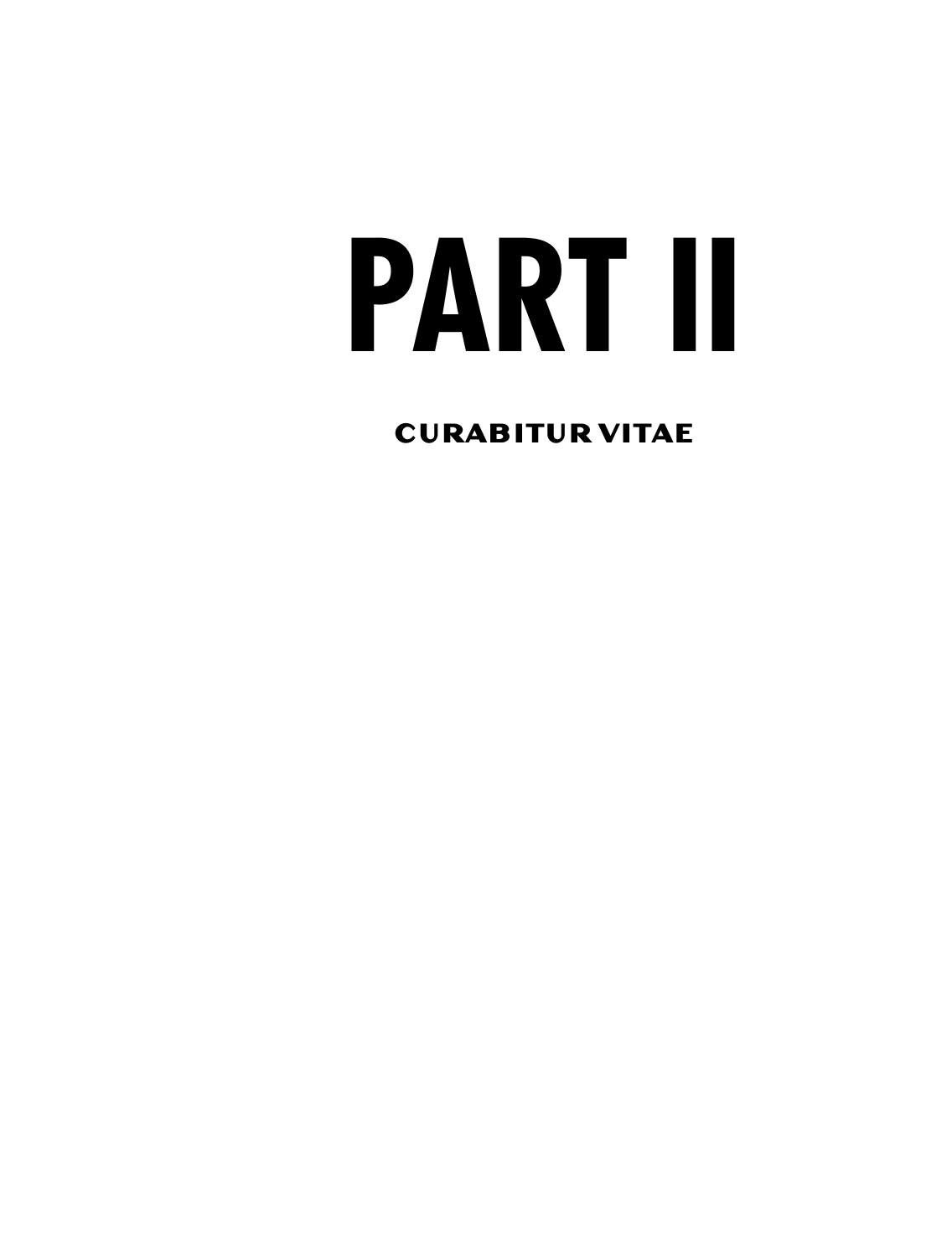# PART II

## CURABITUR VITAE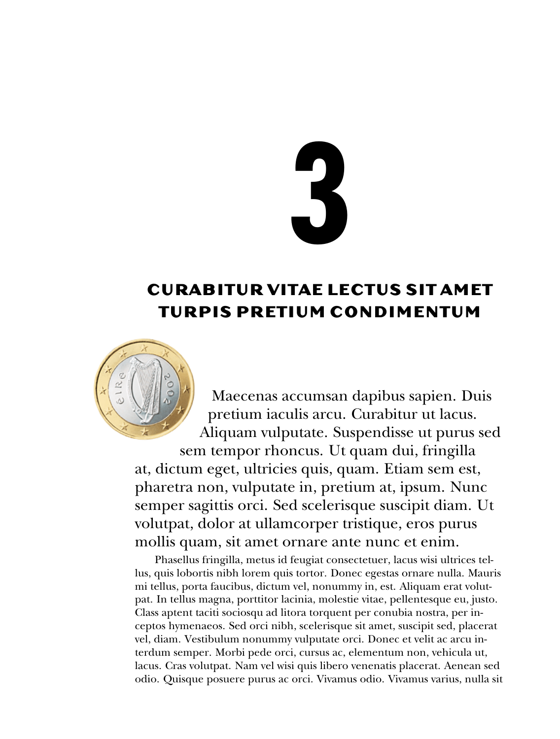# 3

## CURABITUR VITAE LECTUS SIT AMET TURPIS PRETIUM CONDIMENTUM

Maecenas accumsan dapibus sapien. Duis pretium iaculis arcu. Curabitur ut lacus. Aliquam vulputate. Suspendisse ut purus sed sem tempor rhoncus. Ut quam dui, fringilla at, dictum eget, ultricies quis, quam. Etiam sem est, pharetra non, vulputate in, pretium at, ipsum. Nunc semper sagittis orci. Sed scelerisque suscipit diam. Ut volutpat, dolor at ullamcorper tristique, eros purus mollis quam, sit amet ornare ante nunc et enim.

Phasellus fringilla, metus id feugiat consectetuer, lacus wisi ultrices tellus, quis lobortis nibh lorem quis tortor. Donec egestas ornare nulla. Mauris mi tellus, porta faucibus, dictum vel, nonummy in, est. Aliquam erat volutpat. In tellus magna, porttitor lacinia, molestie vitae, pellentesque eu, justo. Class aptent taciti sociosqu ad litora torquent per conubia nostra, per inceptos hymenaeos. Sed orci nibh, scelerisque sit amet, suscipit sed, placerat vel, diam. Vestibulum nonummy vulputate orci. Donec et velit ac arcu interdum semper. Morbi pede orci, cursus ac, elementum non, vehicula ut, lacus. Cras volutpat. Nam vel wisi quis libero venenatis placerat. Aenean sed odio. Quisque posuere purus ac orci. Vivamus odio. Vivamus varius, nulla sit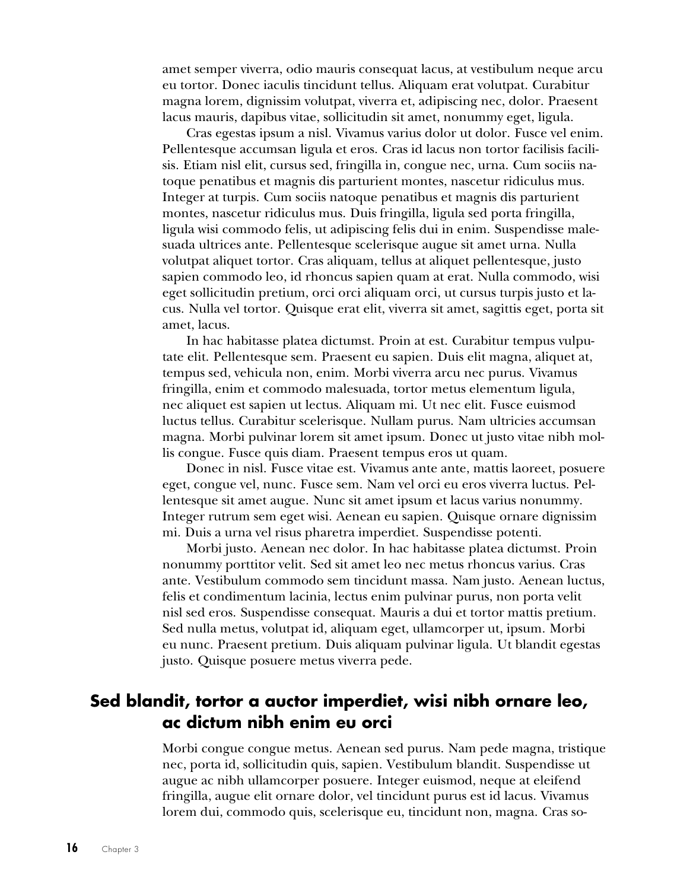amet semper viverra, odio mauris consequat lacus, at vestibulum neque arcu eu tortor. Donec iaculis tincidunt tellus. Aliquam erat volutpat. Curabitur magna lorem, dignissim volutpat, viverra et, adipiscing nec, dolor. Praesent lacus mauris, dapibus vitae, sollicitudin sit amet, nonummy eget, ligula.

Cras egestas ipsum a nisl. Vivamus varius dolor ut dolor. Fusce vel enim. Pellentesque accumsan ligula et eros. Cras id lacus non tortor facilisis facilisis. Etiam nisl elit, cursus sed, fringilla in, congue nec, urna. Cum sociis natoque penatibus et magnis dis parturient montes, nascetur ridiculus mus. Integer at turpis. Cum sociis natoque penatibus et magnis dis parturient montes, nascetur ridiculus mus. Duis fringilla, ligula sed porta fringilla, ligula wisi commodo felis, ut adipiscing felis dui in enim. Suspendisse malesuada ultrices ante. Pellentesque scelerisque augue sit amet urna. Nulla volutpat aliquet tortor. Cras aliquam, tellus at aliquet pellentesque, justo sapien commodo leo, id rhoncus sapien quam at erat. Nulla commodo, wisi eget sollicitudin pretium, orci orci aliquam orci, ut cursus turpis justo et lacus. Nulla vel tortor. Quisque erat elit, viverra sit amet, sagittis eget, porta sit amet, lacus.

In hac habitasse platea dictumst. Proin at est. Curabitur tempus vulputate elit. Pellentesque sem. Praesent eu sapien. Duis elit magna, aliquet at, tempus sed, vehicula non, enim. Morbi viverra arcu nec purus. Vivamus fringilla, enim et commodo malesuada, tortor metus elementum ligula, nec aliquet est sapien ut lectus. Aliquam mi. Ut nec elit. Fusce euismod luctus tellus. Curabitur scelerisque. Nullam purus. Nam ultricies accumsan magna. Morbi pulvinar lorem sit amet ipsum. Donec ut justo vitae nibh mollis congue. Fusce quis diam. Praesent tempus eros ut quam.

Donec in nisl. Fusce vitae est. Vivamus ante ante, mattis laoreet, posuere eget, congue vel, nunc. Fusce sem. Nam vel orci eu eros viverra luctus. Pellentesque sit amet augue. Nunc sit amet ipsum et lacus varius nonummy. Integer rutrum sem eget wisi. Aenean eu sapien. Quisque ornare dignissim mi. Duis a urna vel risus pharetra imperdiet. Suspendisse potenti.

Morbi justo. Aenean nec dolor. In hac habitasse platea dictumst. Proin nonummy porttitor velit. Sed sit amet leo nec metus rhoncus varius. Cras ante. Vestibulum commodo sem tincidunt massa. Nam justo. Aenean luctus, felis et condimentum lacinia, lectus enim pulvinar purus, non porta velit nisl sed eros. Suspendisse consequat. Mauris a dui et tortor mattis pretium. Sed nulla metus, volutpat id, aliquam eget, ullamcorper ut, ipsum. Morbi eu nunc. Praesent pretium. Duis aliquam pulvinar ligula. Ut blandit egestas justo. Quisque posuere metus viverra pede.

## Sed blandit, tortor a auctor imperdiet, wisi nibh ornare leo, ac dictum nibh enim eu orci

Morbi congue congue metus. Aenean sed purus. Nam pede magna, tristique nec, porta id, sollicitudin quis, sapien. Vestibulum blandit. Suspendisse ut augue ac nibh ullamcorper posuere. Integer euismod, neque at eleifend fringilla, augue elit ornare dolor, vel tincidunt purus est id lacus. Vivamus lorem dui, commodo quis, scelerisque eu, tincidunt non, magna. Cras so-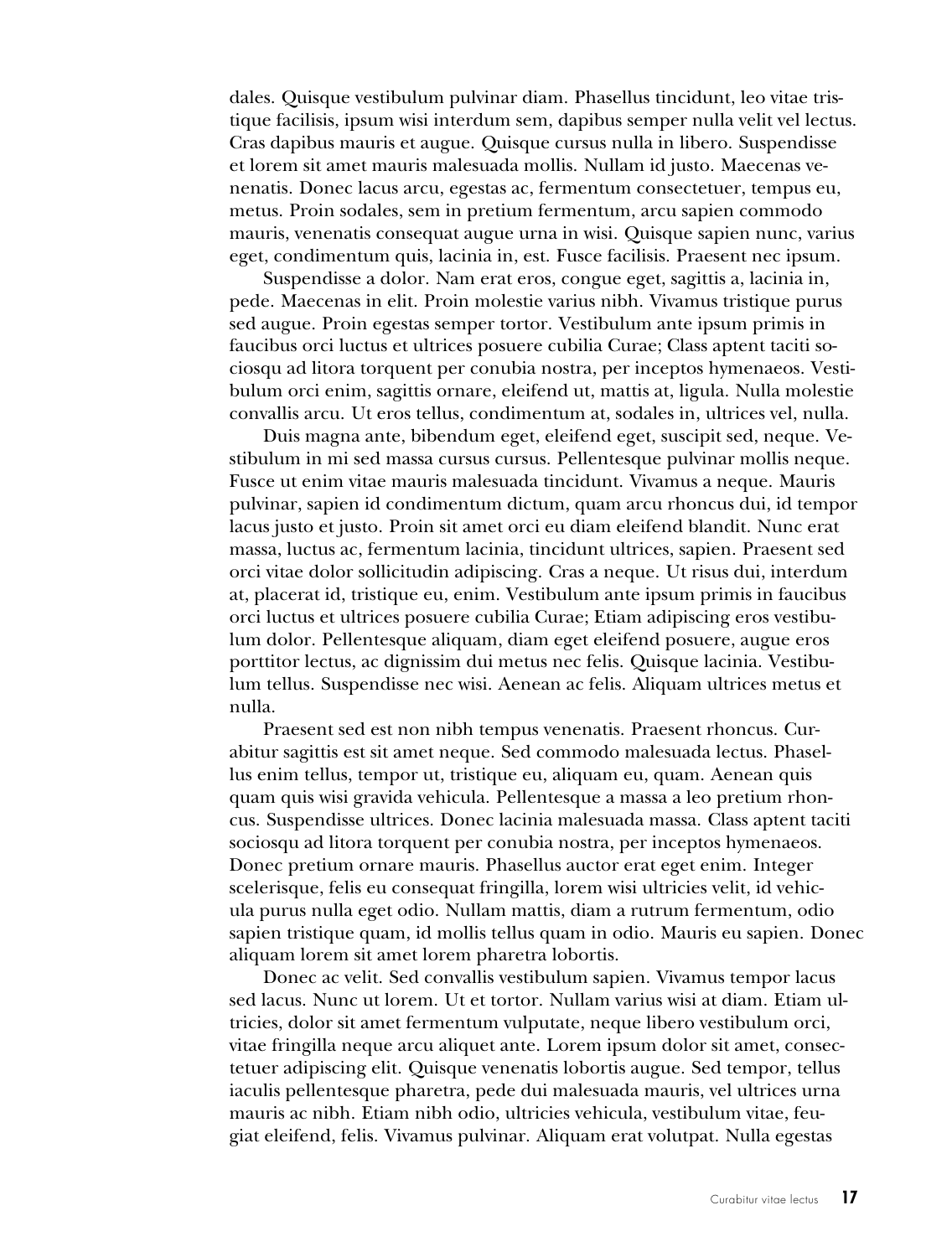dales. Quisque vestibulum pulvinar diam. Phasellus tincidunt, leo vitae tristique facilisis, ipsum wisi interdum sem, dapibus semper nulla velit vel lectus. Cras dapibus mauris et augue. Quisque cursus nulla in libero. Suspendisse et lorem sit amet mauris malesuada mollis. Nullam id justo. Maecenas venenatis. Donec lacus arcu, egestas ac, fermentum consectetuer, tempus eu, metus. Proin sodales, sem in pretium fermentum, arcu sapien commodo mauris, venenatis consequat augue urna in wisi. Quisque sapien nunc, varius eget, condimentum quis, lacinia in, est. Fusce facilisis. Praesent nec ipsum.

Suspendisse a dolor. Nam erat eros, congue eget, sagittis a, lacinia in, pede. Maecenas in elit. Proin molestie varius nibh. Vivamus tristique purus sed augue. Proin egestas semper tortor. Vestibulum ante ipsum primis in faucibus orci luctus et ultrices posuere cubilia Curae; Class aptent taciti sociosqu ad litora torquent per conubia nostra, per inceptos hymenaeos. Vestibulum orci enim, sagittis ornare, eleifend ut, mattis at, ligula. Nulla molestie convallis arcu. Ut eros tellus, condimentum at, sodales in, ultrices vel, nulla.

Duis magna ante, bibendum eget, eleifend eget, suscipit sed, neque. Vestibulum in mi sed massa cursus cursus. Pellentesque pulvinar mollis neque. Fusce ut enim vitae mauris malesuada tincidunt. Vivamus a neque. Mauris pulvinar, sapien id condimentum dictum, quam arcu rhoncus dui, id tempor lacus justo et justo. Proin sit amet orci eu diam eleifend blandit. Nunc erat massa, luctus ac, fermentum lacinia, tincidunt ultrices, sapien. Praesent sed orci vitae dolor sollicitudin adipiscing. Cras a neque. Ut risus dui, interdum at, placerat id, tristique eu, enim. Vestibulum ante ipsum primis in faucibus orci luctus et ultrices posuere cubilia Curae; Etiam adipiscing eros vestibulum dolor. Pellentesque aliquam, diam eget eleifend posuere, augue eros porttitor lectus, ac dignissim dui metus nec felis. Quisque lacinia. Vestibulum tellus. Suspendisse nec wisi. Aenean ac felis. Aliquam ultrices metus et nulla.

Praesent sed est non nibh tempus venenatis. Praesent rhoncus. Curabitur sagittis est sit amet neque. Sed commodo malesuada lectus. Phasellus enim tellus, tempor ut, tristique eu, aliquam eu, quam. Aenean quis quam quis wisi gravida vehicula. Pellentesque a massa a leo pretium rhoncus. Suspendisse ultrices. Donec lacinia malesuada massa. Class aptent taciti sociosqu ad litora torquent per conubia nostra, per inceptos hymenaeos. Donec pretium ornare mauris. Phasellus auctor erat eget enim. Integer scelerisque, felis eu consequat fringilla, lorem wisi ultricies velit, id vehicula purus nulla eget odio. Nullam mattis, diam a rutrum fermentum, odio sapien tristique quam, id mollis tellus quam in odio. Mauris eu sapien. Donec aliquam lorem sit amet lorem pharetra lobortis.

Donec ac velit. Sed convallis vestibulum sapien. Vivamus tempor lacus sed lacus. Nunc ut lorem. Ut et tortor. Nullam varius wisi at diam. Etiam ultricies, dolor sit amet fermentum vulputate, neque libero vestibulum orci, vitae fringilla neque arcu aliquet ante. Lorem ipsum dolor sit amet, consectetuer adipiscing elit. Quisque venenatis lobortis augue. Sed tempor, tellus iaculis pellentesque pharetra, pede dui malesuada mauris, vel ultrices urna mauris ac nibh. Etiam nibh odio, ultricies vehicula, vestibulum vitae, feugiat eleifend, felis. Vivamus pulvinar. Aliquam erat volutpat. Nulla egestas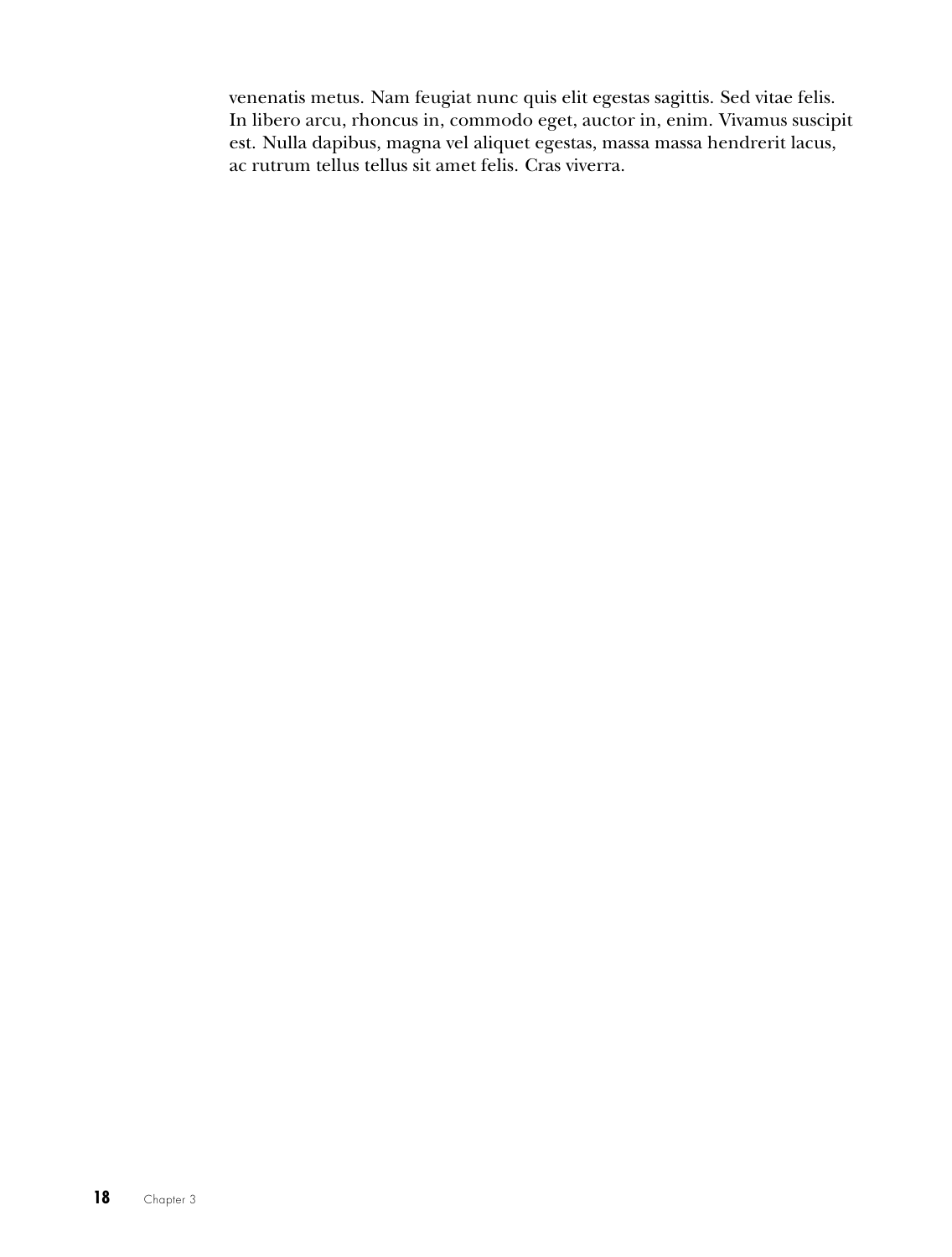venenatis metus. Nam feugiat nunc quis elit egestas sagittis. Sed vitae felis. In libero arcu, rhoncus in, commodo eget, auctor in, enim. Vivamus suscipit est. Nulla dapibus, magna vel aliquet egestas, massa massa hendrerit lacus, ac rutrum tellus tellus sit amet felis. Cras viverra.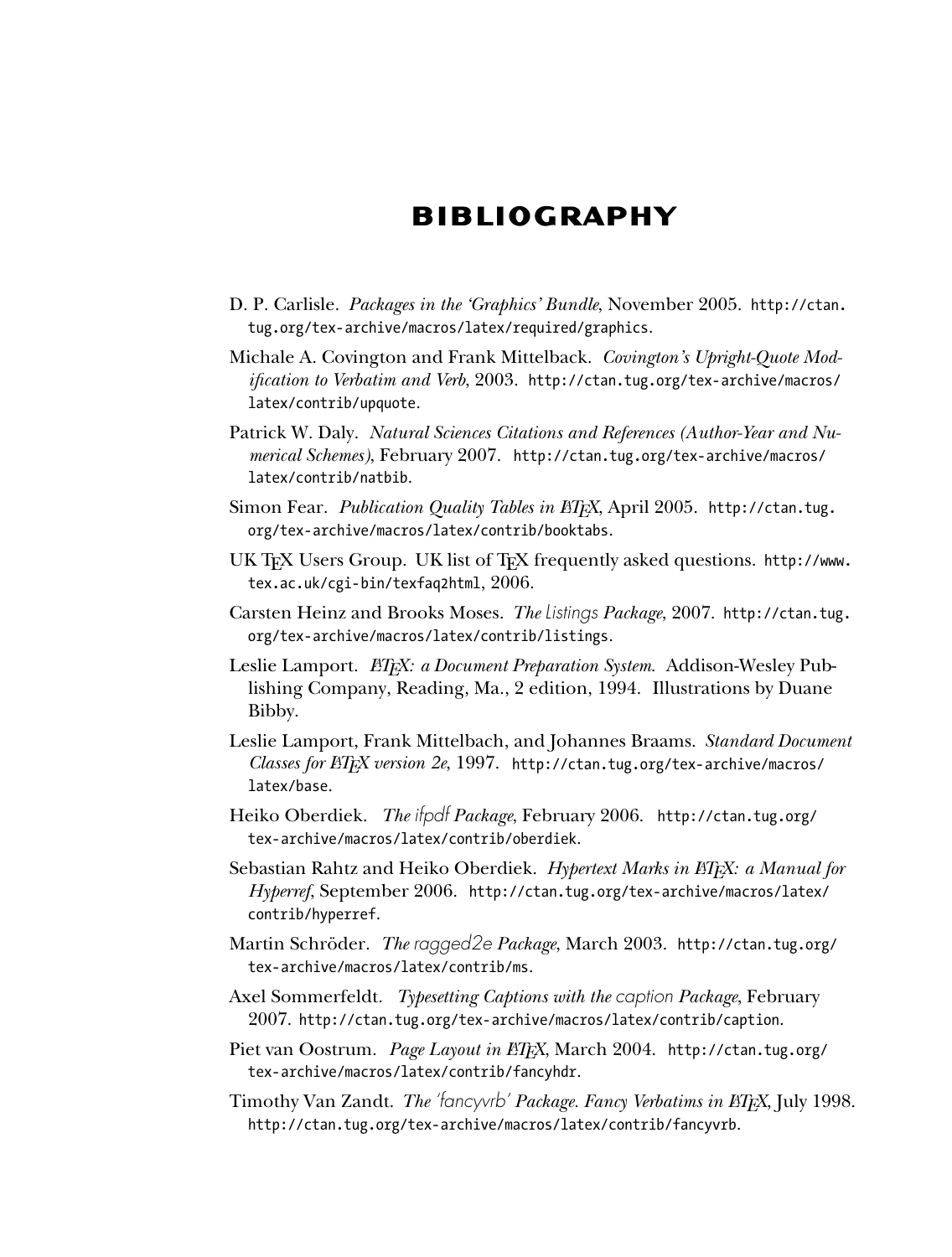# BIBLIOGRAPHY

D. P. Carlisle. *Packages in the 'Graphics' Bundle*, November 2005. http://ctan.tug.org/tex-archive/macros/latex/required/graphics.

Michale A. Covington and Frank Mittelback. *Covington's Upright-Quote Modification to Verbatim and Verb*, 2003. http://ctan.tug.org/tex-archive/macros/latex/contrib/upquote.

Patrick W. Daly. *Natural Sciences Citations and References (Author-Year and Numerical Schemes)*, February 2007. http://ctan.tug.org/tex-archive/macros/latex/contrib/natbib.

Simon Fear. *Publication Quality Tables in LaTeX*, April 2005. http://ctan.tug.org/tex-archive/macros/latex/contrib/booktabs.

UK TeX Users Group. UK list of TeX frequently asked questions. http://www.tex.ac.uk/cgi-bin/texfaq2html, 2006.

Carsten Heinz and Brooks Moses. *The listings Package*, 2007. http://ctan.tug.org/tex-archive/macros/latex/contrib/listings.

Leslie Lamport. *LaTeX: a Document Preparation System.* Addison-Wesley Publishing Company, Reading, Ma., 2 edition, 1994. Illustrations by Duane Bibby.

Leslie Lamport, Frank Mittelbach, and Johannes Braams. *Standard Document Classes for LaTeX version 2e*, 1997. http://ctan.tug.org/tex-archive/macros/latex/base.

Heiko Oberdiek. *The ifpdf Package*, February 2006. http://ctan.tug.org/tex-archive/macros/latex/contrib/oberdiek.

Sebastian Rahtz and Heiko Oberdiek. *Hypertext Marks in LaTeX: a Manual for Hyperref*, September 2006. http://ctan.tug.org/tex-archive/macros/latex/contrib/hyperref.

Martin Schröder. *The ragged2e Package*, March 2003. http://ctan.tug.org/tex-archive/macros/latex/contrib/ms.

Axel Sommerfeldt. *Typesetting Captions with the caption Package*, February 2007. http://ctan.tug.org/tex-archive/macros/latex/contrib/caption.

Piet van Oostrum. *Page Layout in LaTeX*, March 2004. http://ctan.tug.org/tex-archive/macros/latex/contrib/fancyhdr.

Timothy Van Zandt. *The 'fancyvrb' Package. Fancy Verbatims in LaTeX*, July 1998. http://ctan.tug.org/tex-archive/macros/latex/contrib/fancyvrb.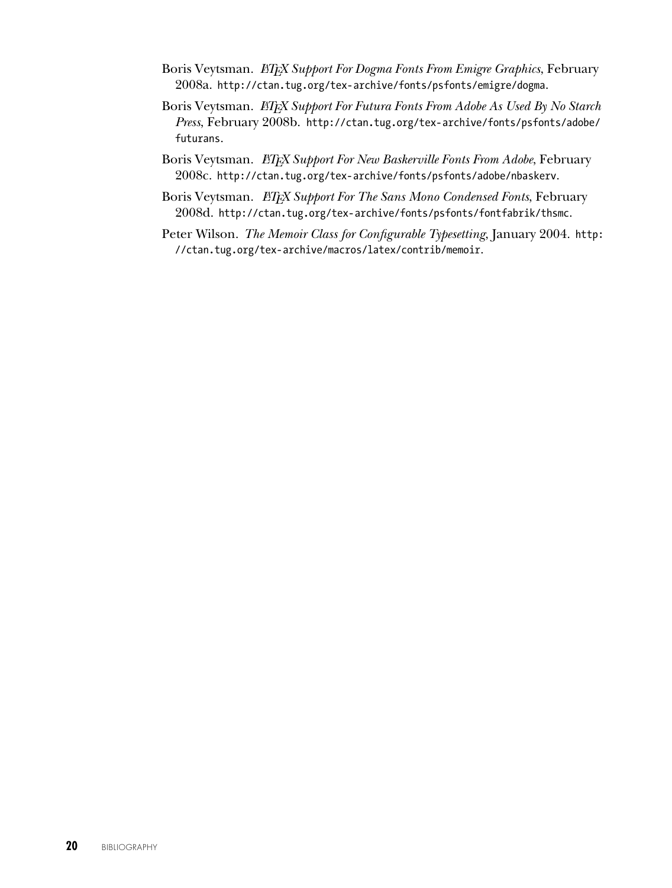Boris Veytsman. *LaTeX Support For Dogma Fonts From Emigre Graphics*, February 2008a. http://ctan.tug.org/tex-archive/fonts/psfonts/emigre/dogma.

Boris Veytsman. *LaTeX Support For Futura Fonts From Adobe As Used By No Starch Press*, February 2008b. http://ctan.tug.org/tex-archive/fonts/psfonts/adobe/futurans.

Boris Veytsman. *LaTeX Support For New Baskerville Fonts From Adobe*, February 2008c. http://ctan.tug.org/tex-archive/fonts/psfonts/adobe/nbaskerv.

Boris Veytsman. *LaTeX Support For The Sans Mono Condensed Fonts*, February 2008d. http://ctan.tug.org/tex-archive/fonts/psfonts/fontfabrik/thsmc.

Peter Wilson. *The Memoir Class for Configurable Typesetting*, January 2004. http://ctan.tug.org/tex-archive/macros/latex/contrib/memoir.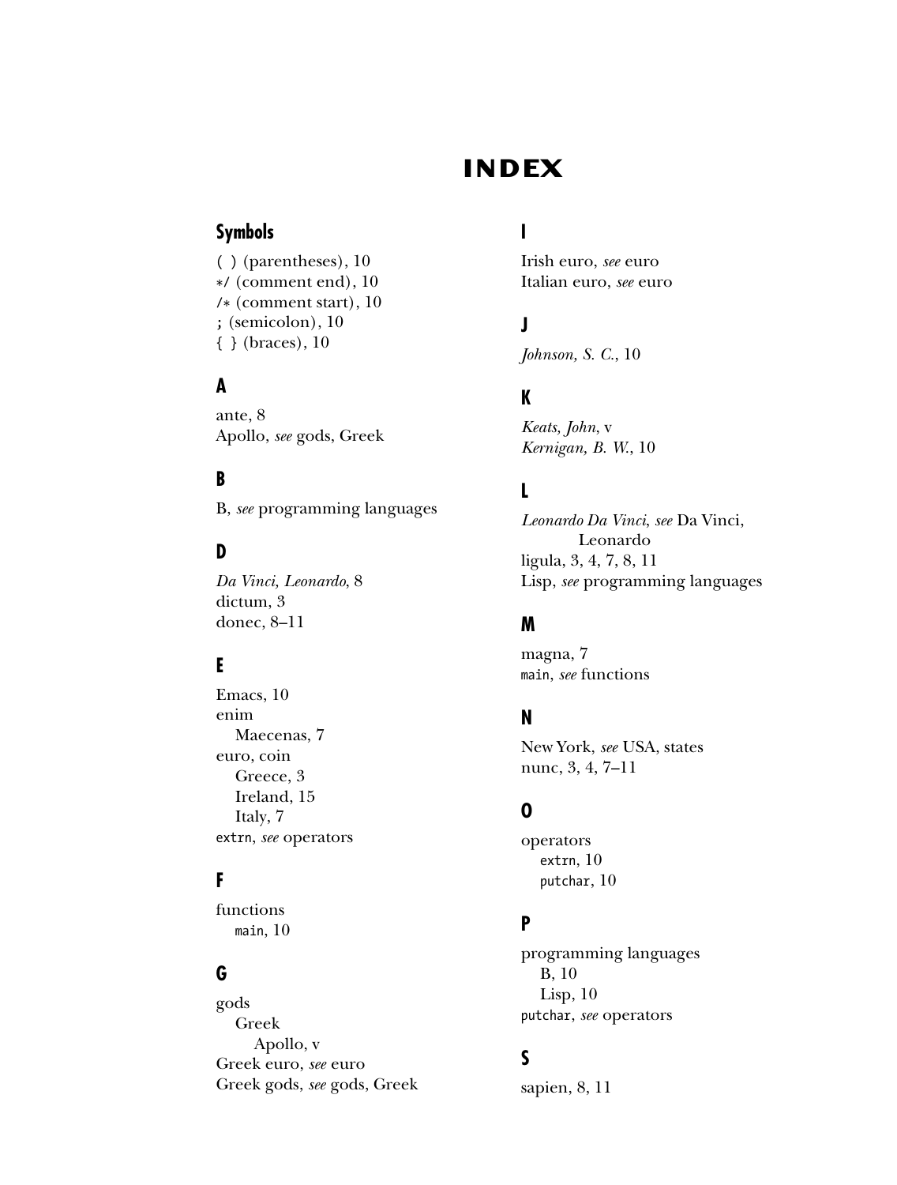# INDEX

## Symbols

`( )` (parentheses), 10
`*/` (comment end), 10
`/*` (comment start), 10
`;` (semicolon), 10
`{ }` (braces), 10

## A

ante, 8
Apollo, *see* gods, Greek

## B

B, *see* programming languages

## D

*Da Vinci, Leonardo*, 8
dictum, 3
donec, 8–11

## E

Emacs, 10
enim
- Maecenas, 7

euro, coin
- Greece, 3
- Ireland, 15
- Italy, 7

`extrn`, *see* operators

## F

functions
- `main`, 10

## G

gods
- Greek
  - Apollo, v

Greek euro, *see* euro
Greek gods, *see* gods, Greek

## I

Irish euro, *see* euro
Italian euro, *see* euro

## J

*Johnson, S. C.*, 10

## K

*Keats, John*, v
*Kernigan, B. W.*, 10

## L

*Leonardo Da Vinci*, *see* Da Vinci, Leonardo
ligula, 3, 4, 7, 8, 11
Lisp, *see* programming languages

## M

magna, 7
`main`, *see* functions

## N

New York, *see* USA, states
nunc, 3, 4, 7–11

## O

operators
- `extrn`, 10
- `putchar`, 10

## P

programming languages
- B, 10
- Lisp, 10

`putchar`, *see* operators

## S

sapien, 8, 11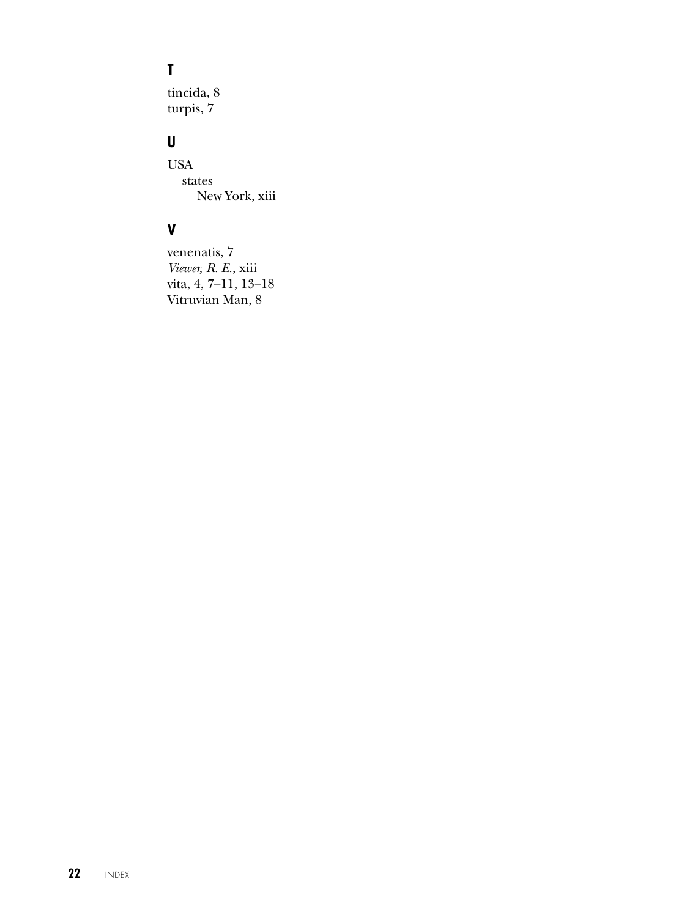## T

tincida, 8
turpis, 7

## U

USA
  states
    New York, xiii

## V

venenatis, 7
*Viewer, R. E.*, xiii
vita, 4, 7–11, 13–18
Vitruvian Man, 8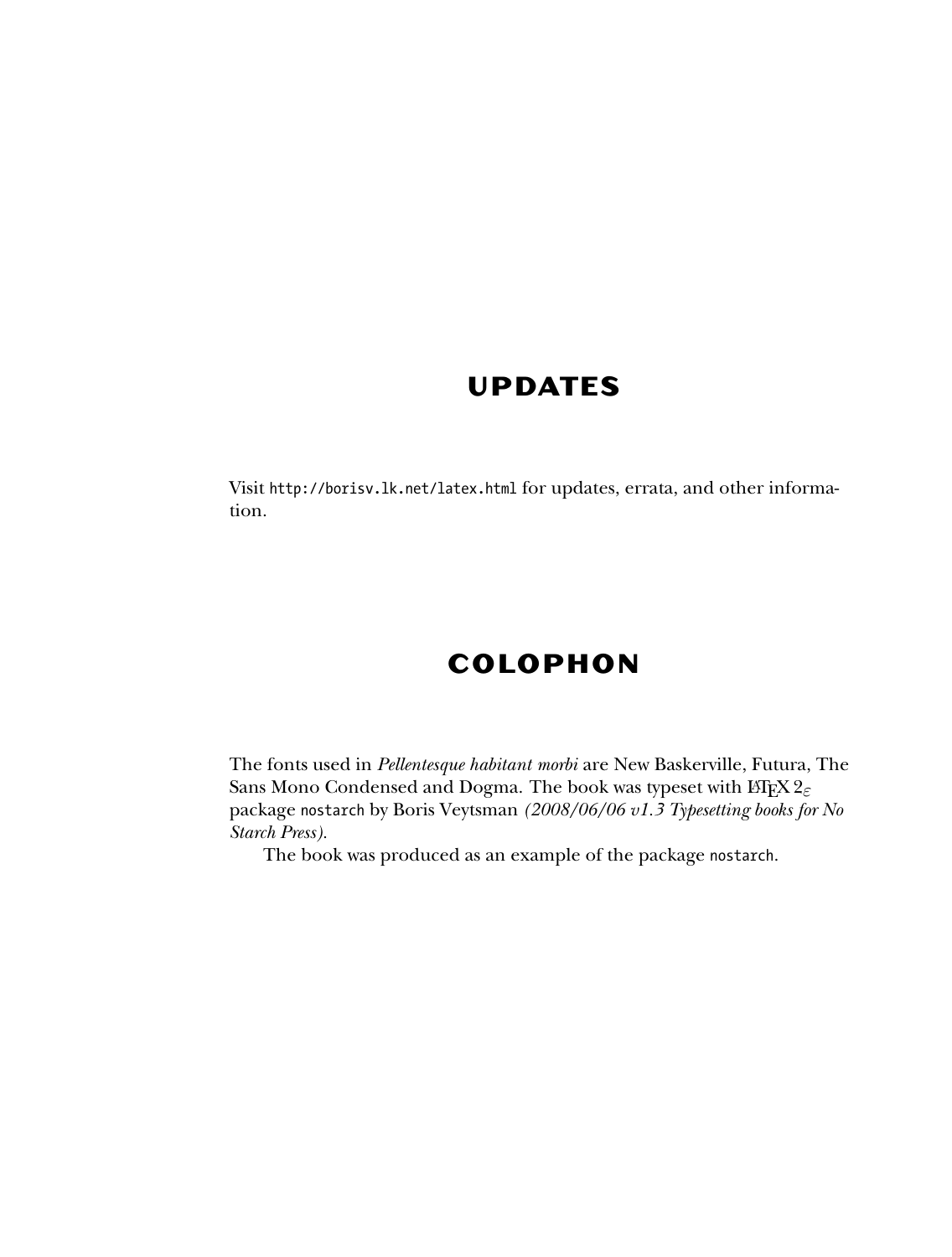# UPDATES

Visit `http://borisv.lk.net/latex.html` for updates, errata, and other information.

# COLOPHON

The fonts used in *Pellentesque habitant morbi* are New Baskerville, Futura, The Sans Mono Condensed and Dogma. The book was typeset with LaTeX $2_\varepsilon$ package `nostarch` by Boris Veytsman *(2008/06/06 v1.3 Typesetting books for No Starch Press).*

The book was produced as an example of the package `nostarch`.